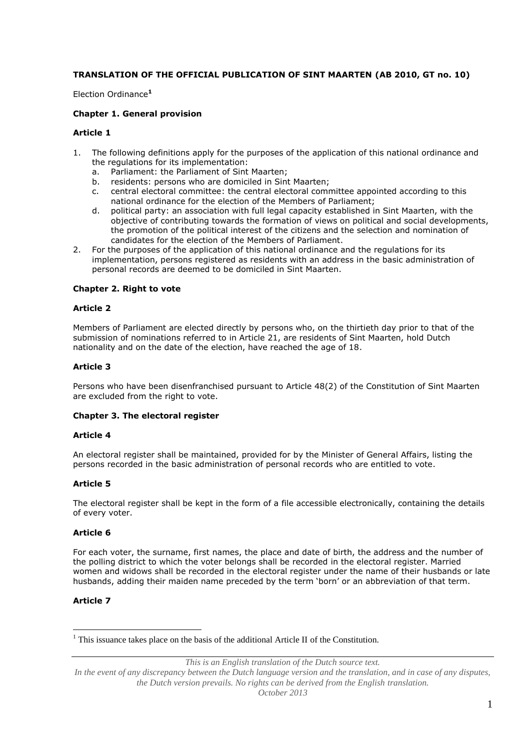**TRANSLATION OF THE OFFICIAL PUBLICATION OF SINT MAARTEN (AB 2010, GT no. 10)**

Election Ordinance[1]

### Chapter 1. General provision

#### Article 1

1. The following definitions apply for the purposes of the application of this national ordinance and the regulations for its implementation:
   a. Parliament: the Parliament of Sint Maarten;
   b. residents: persons who are domiciled in Sint Maarten;
   c. central electoral committee: the central electoral committee appointed according to this national ordinance for the election of the Members of Parliament;
   d. political party: an association with full legal capacity established in Sint Maarten, with the objective of contributing towards the formation of views on political and social developments, the promotion of the political interest of the citizens and the selection and nomination of candidates for the election of the Members of Parliament.
2. For the purposes of the application of this national ordinance and the regulations for its implementation, persons registered as residents with an address in the basic administration of personal records are deemed to be domiciled in Sint Maarten.

### Chapter 2. Right to vote

#### Article 2

Members of Parliament are elected directly by persons who, on the thirtieth day prior to that of the submission of nominations referred to in Article 21, are residents of Sint Maarten, hold Dutch nationality and on the date of the election, have reached the age of 18.

#### Article 3

Persons who have been disenfranchised pursuant to Article 48(2) of the Constitution of Sint Maarten are excluded from the right to vote.

### Chapter 3. The electoral register

#### Article 4

An electoral register shall be maintained, provided for by the Minister of General Affairs, listing the persons recorded in the basic administration of personal records who are entitled to vote.

#### Article 5

The electoral register shall be kept in the form of a file accessible electronically, containing the details of every voter.

#### Article 6

For each voter, the surname, first names, the place and date of birth, the address and the number of the polling district to which the voter belongs shall be recorded in the electoral register. Married women and widows shall be recorded in the electoral register under the name of their husbands or late husbands, adding their maiden name preceded by the term 'born' or an abbreviation of that term.

#### Article 7

---

[1] This issuance takes place on the basis of the additional Article II of the Constitution.

*This is an English translation of the Dutch source text.*
*In the event of any discrepancy between the Dutch language version and the translation, and in case of any disputes, the Dutch version prevails. No rights can be derived from the English translation.*
*October 2013*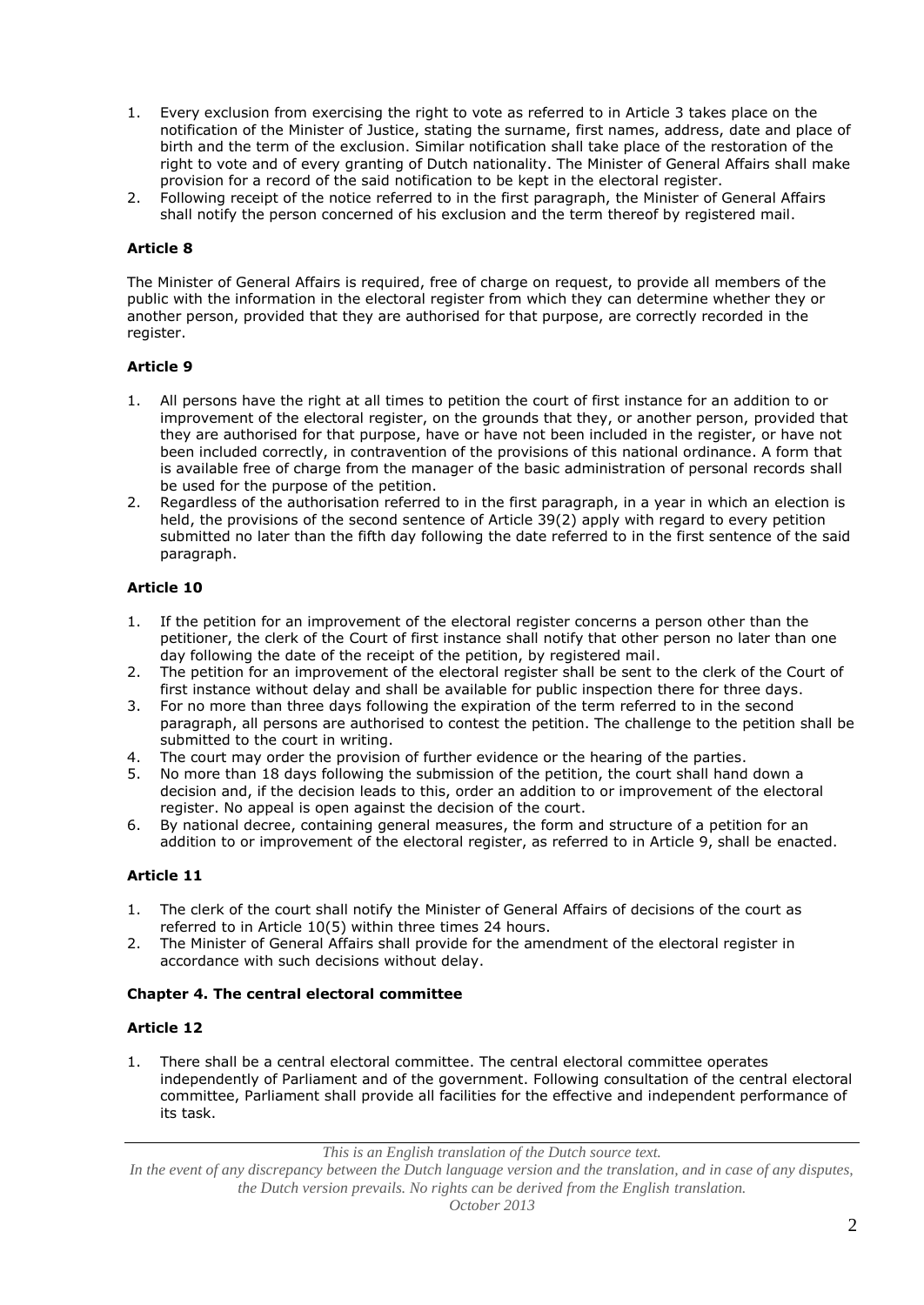1. Every exclusion from exercising the right to vote as referred to in Article 3 takes place on the notification of the Minister of Justice, stating the surname, first names, address, date and place of birth and the term of the exclusion. Similar notification shall take place of the restoration of the right to vote and of every granting of Dutch nationality. The Minister of General Affairs shall make provision for a record of the said notification to be kept in the electoral register.
2. Following receipt of the notice referred to in the first paragraph, the Minister of General Affairs shall notify the person concerned of his exclusion and the term thereof by registered mail.

### Article 8

The Minister of General Affairs is required, free of charge on request, to provide all members of the public with the information in the electoral register from which they can determine whether they or another person, provided that they are authorised for that purpose, are correctly recorded in the register.

### Article 9

1. All persons have the right at all times to petition the court of first instance for an addition to or improvement of the electoral register, on the grounds that they, or another person, provided that they are authorised for that purpose, have or have not been included in the register, or have not been included correctly, in contravention of the provisions of this national ordinance. A form that is available free of charge from the manager of the basic administration of personal records shall be used for the purpose of the petition.
2. Regardless of the authorisation referred to in the first paragraph, in a year in which an election is held, the provisions of the second sentence of Article 39(2) apply with regard to every petition submitted no later than the fifth day following the date referred to in the first sentence of the said paragraph.

### Article 10

1. If the petition for an improvement of the electoral register concerns a person other than the petitioner, the clerk of the Court of first instance shall notify that other person no later than one day following the date of the receipt of the petition, by registered mail.
2. The petition for an improvement of the electoral register shall be sent to the clerk of the Court of first instance without delay and shall be available for public inspection there for three days.
3. For no more than three days following the expiration of the term referred to in the second paragraph, all persons are authorised to contest the petition. The challenge to the petition shall be submitted to the court in writing.
4. The court may order the provision of further evidence or the hearing of the parties.
5. No more than 18 days following the submission of the petition, the court shall hand down a decision and, if the decision leads to this, order an addition to or improvement of the electoral register. No appeal is open against the decision of the court.
6. By national decree, containing general measures, the form and structure of a petition for an addition to or improvement of the electoral register, as referred to in Article 9, shall be enacted.

### Article 11

1. The clerk of the court shall notify the Minister of General Affairs of decisions of the court as referred to in Article 10(5) within three times 24 hours.
2. The Minister of General Affairs shall provide for the amendment of the electoral register in accordance with such decisions without delay.

## Chapter 4. The central electoral committee

### Article 12

1. There shall be a central electoral committee. The central electoral committee operates independently of Parliament and of the government. Following consultation of the central electoral committee, Parliament shall provide all facilities for the effective and independent performance of its task.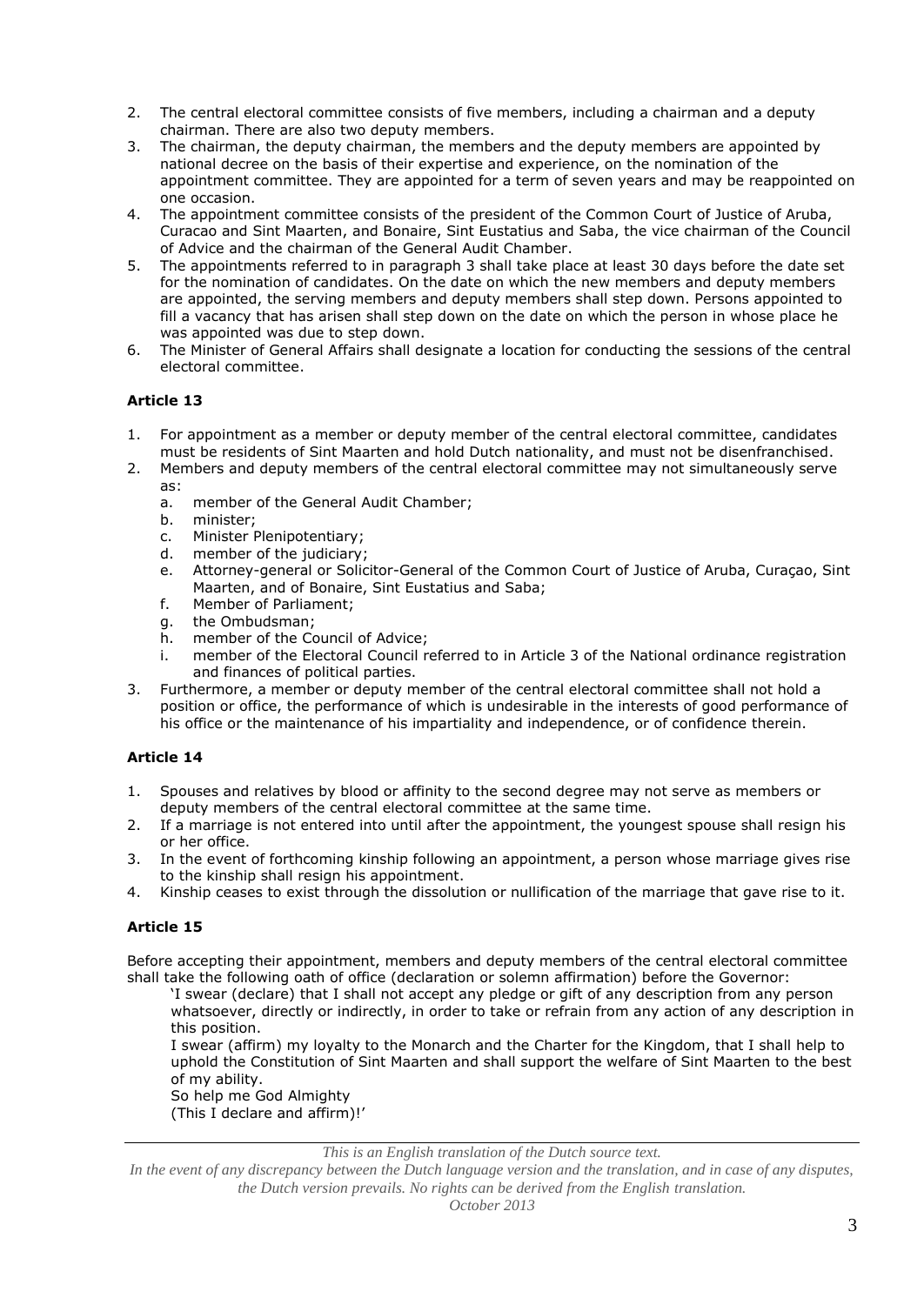2. The central electoral committee consists of five members, including a chairman and a deputy chairman. There are also two deputy members.
3. The chairman, the deputy chairman, the members and the deputy members are appointed by national decree on the basis of their expertise and experience, on the nomination of the appointment committee. They are appointed for a term of seven years and may be reappointed on one occasion.
4. The appointment committee consists of the president of the Common Court of Justice of Aruba, Curacao and Sint Maarten, and Bonaire, Sint Eustatius and Saba, the vice chairman of the Council of Advice and the chairman of the General Audit Chamber.
5. The appointments referred to in paragraph 3 shall take place at least 30 days before the date set for the nomination of candidates. On the date on which the new members and deputy members are appointed, the serving members and deputy members shall step down. Persons appointed to fill a vacancy that has arisen shall step down on the date on which the person in whose place he was appointed was due to step down.
6. The Minister of General Affairs shall designate a location for conducting the sessions of the central electoral committee.

**Article 13**

1. For appointment as a member or deputy member of the central electoral committee, candidates must be residents of Sint Maarten and hold Dutch nationality, and must not be disenfranchised.
2. Members and deputy members of the central electoral committee may not simultaneously serve as:
   a. member of the General Audit Chamber;
   b. minister;
   c. Minister Plenipotentiary;
   d. member of the judiciary;
   e. Attorney-general or Solicitor-General of the Common Court of Justice of Aruba, Curaçao, Sint Maarten, and of Bonaire, Sint Eustatius and Saba;
   f. Member of Parliament;
   g. the Ombudsman;
   h. member of the Council of Advice;
   i. member of the Electoral Council referred to in Article 3 of the National ordinance registration and finances of political parties.
3. Furthermore, a member or deputy member of the central electoral committee shall not hold a position or office, the performance of which is undesirable in the interests of good performance of his office or the maintenance of his impartiality and independence, or of confidence therein.

**Article 14**

1. Spouses and relatives by blood or affinity to the second degree may not serve as members or deputy members of the central electoral committee at the same time.
2. If a marriage is not entered into until after the appointment, the youngest spouse shall resign his or her office.
3. In the event of forthcoming kinship following an appointment, a person whose marriage gives rise to the kinship shall resign his appointment.
4. Kinship ceases to exist through the dissolution or nullification of the marriage that gave rise to it.

**Article 15**

Before accepting their appointment, members and deputy members of the central electoral committee shall take the following oath of office (declaration or solemn affirmation) before the Governor:

> 'I swear (declare) that I shall not accept any pledge or gift of any description from any person whatsoever, directly or indirectly, in order to take or refrain from any action of any description in this position.
> I swear (affirm) my loyalty to the Monarch and the Charter for the Kingdom, that I shall help to uphold the Constitution of Sint Maarten and shall support the welfare of Sint Maarten to the best of my ability.
> So help me God Almighty
> (This I declare and affirm)!'

*This is an English translation of the Dutch source text.*
*In the event of any discrepancy between the Dutch language version and the translation, and in case of any disputes, the Dutch version prevails. No rights can be derived from the English translation.*
*October 2013*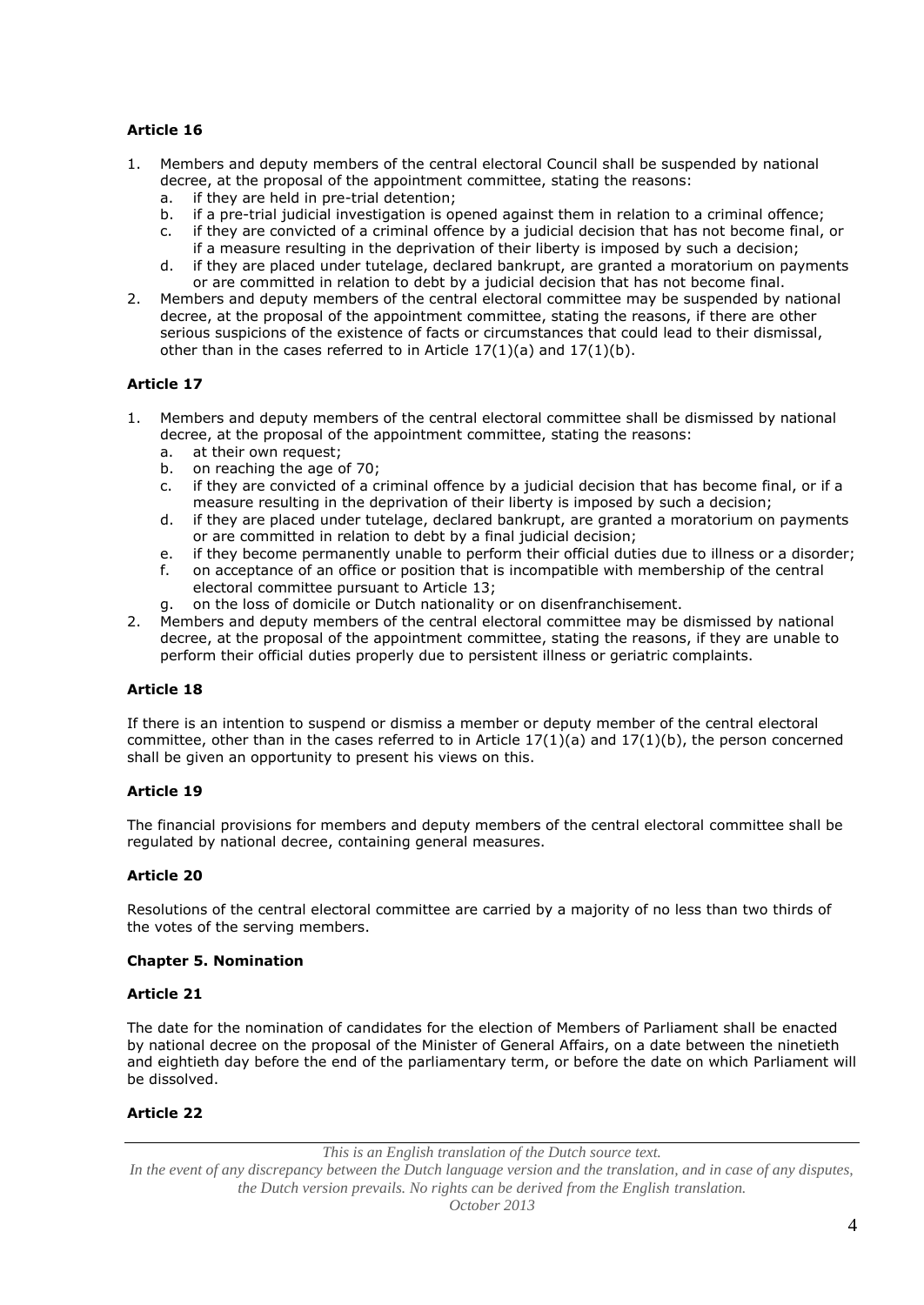**Article 16**

1. Members and deputy members of the central electoral Council shall be suspended by national decree, at the proposal of the appointment committee, stating the reasons:
   a. if they are held in pre-trial detention;
   b. if a pre-trial judicial investigation is opened against them in relation to a criminal offence;
   c. if they are convicted of a criminal offence by a judicial decision that has not become final, or if a measure resulting in the deprivation of their liberty is imposed by such a decision;
   d. if they are placed under tutelage, declared bankrupt, are granted a moratorium on payments or are committed in relation to debt by a judicial decision that has not become final.
2. Members and deputy members of the central electoral committee may be suspended by national decree, at the proposal of the appointment committee, stating the reasons, if there are other serious suspicions of the existence of facts or circumstances that could lead to their dismissal, other than in the cases referred to in Article 17(1)(a) and 17(1)(b).

**Article 17**

1. Members and deputy members of the central electoral committee shall be dismissed by national decree, at the proposal of the appointment committee, stating the reasons:
   a. at their own request;
   b. on reaching the age of 70;
   c. if they are convicted of a criminal offence by a judicial decision that has become final, or if a measure resulting in the deprivation of their liberty is imposed by such a decision;
   d. if they are placed under tutelage, declared bankrupt, are granted a moratorium on payments or are committed in relation to debt by a final judicial decision;
   e. if they become permanently unable to perform their official duties due to illness or a disorder;
   f. on acceptance of an office or position that is incompatible with membership of the central electoral committee pursuant to Article 13;
   g. on the loss of domicile or Dutch nationality or on disenfranchisement.
2. Members and deputy members of the central electoral committee may be dismissed by national decree, at the proposal of the appointment committee, stating the reasons, if they are unable to perform their official duties properly due to persistent illness or geriatric complaints.

**Article 18**

If there is an intention to suspend or dismiss a member or deputy member of the central electoral committee, other than in the cases referred to in Article 17(1)(a) and 17(1)(b), the person concerned shall be given an opportunity to present his views on this.

**Article 19**

The financial provisions for members and deputy members of the central electoral committee shall be regulated by national decree, containing general measures.

**Article 20**

Resolutions of the central electoral committee are carried by a majority of no less than two thirds of the votes of the serving members.

**Chapter 5. Nomination**

**Article 21**

The date for the nomination of candidates for the election of Members of Parliament shall be enacted by national decree on the proposal of the Minister of General Affairs, on a date between the ninetieth and eightieth day before the end of the parliamentary term, or before the date on which Parliament will be dissolved.

**Article 22**

*This is an English translation of the Dutch source text.*
*In the event of any discrepancy between the Dutch language version and the translation, and in case of any disputes, the Dutch version prevails. No rights can be derived from the English translation.*
*October 2013*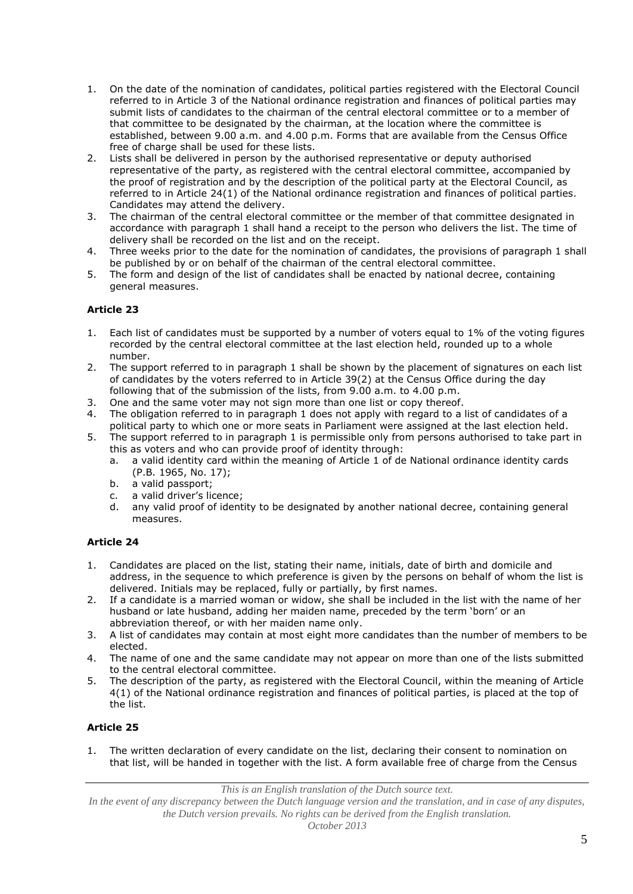1. On the date of the nomination of candidates, political parties registered with the Electoral Council referred to in Article 3 of the National ordinance registration and finances of political parties may submit lists of candidates to the chairman of the central electoral committee or to a member of that committee to be designated by the chairman, at the location where the committee is established, between 9.00 a.m. and 4.00 p.m. Forms that are available from the Census Office free of charge shall be used for these lists.
2. Lists shall be delivered in person by the authorised representative or deputy authorised representative of the party, as registered with the central electoral committee, accompanied by the proof of registration and by the description of the political party at the Electoral Council, as referred to in Article 24(1) of the National ordinance registration and finances of political parties. Candidates may attend the delivery.
3. The chairman of the central electoral committee or the member of that committee designated in accordance with paragraph 1 shall hand a receipt to the person who delivers the list. The time of delivery shall be recorded on the list and on the receipt.
4. Three weeks prior to the date for the nomination of candidates, the provisions of paragraph 1 shall be published by or on behalf of the chairman of the central electoral committee.
5. The form and design of the list of candidates shall be enacted by national decree, containing general measures.

### Article 23

1. Each list of candidates must be supported by a number of voters equal to 1% of the voting figures recorded by the central electoral committee at the last election held, rounded up to a whole number.
2. The support referred to in paragraph 1 shall be shown by the placement of signatures on each list of candidates by the voters referred to in Article 39(2) at the Census Office during the day following that of the submission of the lists, from 9.00 a.m. to 4.00 p.m.
3. One and the same voter may not sign more than one list or copy thereof.
4. The obligation referred to in paragraph 1 does not apply with regard to a list of candidates of a political party to which one or more seats in Parliament were assigned at the last election held.
5. The support referred to in paragraph 1 is permissible only from persons authorised to take part in this as voters and who can provide proof of identity through:
   a. a valid identity card within the meaning of Article 1 of de National ordinance identity cards (P.B. 1965, No. 17);
   b. a valid passport;
   c. a valid driver's licence;
   d. any valid proof of identity to be designated by another national decree, containing general measures.

### Article 24

1. Candidates are placed on the list, stating their name, initials, date of birth and domicile and address, in the sequence to which preference is given by the persons on behalf of whom the list is delivered. Initials may be replaced, fully or partially, by first names.
2. If a candidate is a married woman or widow, she shall be included in the list with the name of her husband or late husband, adding her maiden name, preceded by the term 'born' or an abbreviation thereof, or with her maiden name only.
3. A list of candidates may contain at most eight more candidates than the number of members to be elected.
4. The name of one and the same candidate may not appear on more than one of the lists submitted to the central electoral committee.
5. The description of the party, as registered with the Electoral Council, within the meaning of Article 4(1) of the National ordinance registration and finances of political parties, is placed at the top of the list.

### Article 25

1. The written declaration of every candidate on the list, declaring their consent to nomination on that list, will be handed in together with the list. A form available free of charge from the Census

*This is an English translation of the Dutch source text.*
*In the event of any discrepancy between the Dutch language version and the translation, and in case of any disputes, the Dutch version prevails. No rights can be derived from the English translation.*
*October 2013*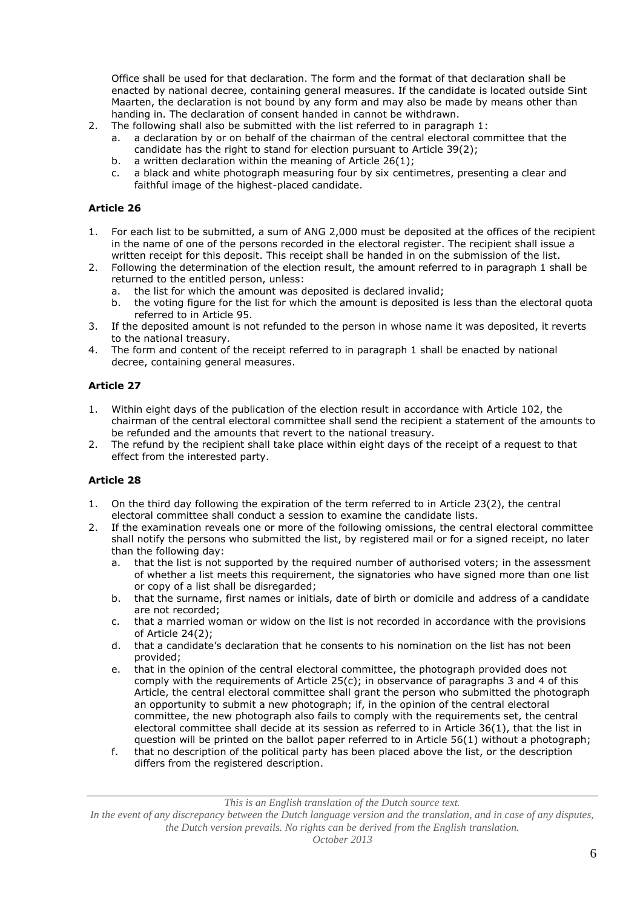Office shall be used for that declaration. The form and the format of that declaration shall be enacted by national decree, containing general measures. If the candidate is located outside Sint Maarten, the declaration is not bound by any form and may also be made by means other than handing in. The declaration of consent handed in cannot be withdrawn.

2. The following shall also be submitted with the list referred to in paragraph 1:
   a. a declaration by or on behalf of the chairman of the central electoral committee that the candidate has the right to stand for election pursuant to Article 39(2);
   b. a written declaration within the meaning of Article 26(1);
   c. a black and white photograph measuring four by six centimetres, presenting a clear and faithful image of the highest-placed candidate.

**Article 26**

1. For each list to be submitted, a sum of ANG 2,000 must be deposited at the offices of the recipient in the name of one of the persons recorded in the electoral register. The recipient shall issue a written receipt for this deposit. This receipt shall be handed in on the submission of the list.
2. Following the determination of the election result, the amount referred to in paragraph 1 shall be returned to the entitled person, unless:
   a. the list for which the amount was deposited is declared invalid;
   b. the voting figure for the list for which the amount is deposited is less than the electoral quota referred to in Article 95.
3. If the deposited amount is not refunded to the person in whose name it was deposited, it reverts to the national treasury.
4. The form and content of the receipt referred to in paragraph 1 shall be enacted by national decree, containing general measures.

**Article 27**

1. Within eight days of the publication of the election result in accordance with Article 102, the chairman of the central electoral committee shall send the recipient a statement of the amounts to be refunded and the amounts that revert to the national treasury.
2. The refund by the recipient shall take place within eight days of the receipt of a request to that effect from the interested party.

**Article 28**

1. On the third day following the expiration of the term referred to in Article 23(2), the central electoral committee shall conduct a session to examine the candidate lists.
2. If the examination reveals one or more of the following omissions, the central electoral committee shall notify the persons who submitted the list, by registered mail or for a signed receipt, no later than the following day:
   a. that the list is not supported by the required number of authorised voters; in the assessment of whether a list meets this requirement, the signatories who have signed more than one list or copy of a list shall be disregarded;
   b. that the surname, first names or initials, date of birth or domicile and address of a candidate are not recorded;
   c. that a married woman or widow on the list is not recorded in accordance with the provisions of Article 24(2);
   d. that a candidate's declaration that he consents to his nomination on the list has not been provided;
   e. that in the opinion of the central electoral committee, the photograph provided does not comply with the requirements of Article 25(c); in observance of paragraphs 3 and 4 of this Article, the central electoral committee shall grant the person who submitted the photograph an opportunity to submit a new photograph; if, in the opinion of the central electoral committee, the new photograph also fails to comply with the requirements set, the central electoral committee shall decide at its session as referred to in Article 36(1), that the list in question will be printed on the ballot paper referred to in Article 56(1) without a photograph;
   f. that no description of the political party has been placed above the list, or the description differs from the registered description.

*This is an English translation of the Dutch source text.*
*In the event of any discrepancy between the Dutch language version and the translation, and in case of any disputes, the Dutch version prevails. No rights can be derived from the English translation.*
*October 2013*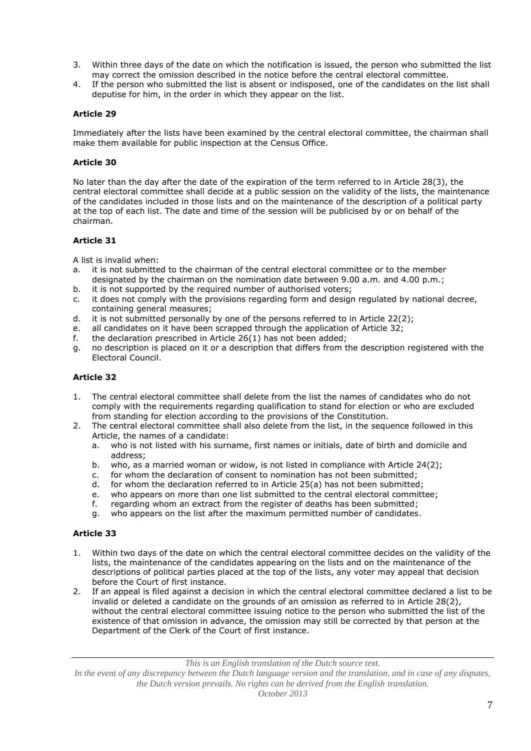3. Within three days of the date on which the notification is issued, the person who submitted the list may correct the omission described in the notice before the central electoral committee.
4. If the person who submitted the list is absent or indisposed, one of the candidates on the list shall deputise for him, in the order in which they appear on the list.

**Article 29**

Immediately after the lists have been examined by the central electoral committee, the chairman shall make them available for public inspection at the Census Office.

**Article 30**

No later than the day after the date of the expiration of the term referred to in Article 28(3), the central electoral committee shall decide at a public session on the validity of the lists, the maintenance of the candidates included in those lists and on the maintenance of the description of a political party at the top of each list. The date and time of the session will be publicised by or on behalf of the chairman.

**Article 31**

A list is invalid when:

a. it is not submitted to the chairman of the central electoral committee or to the member designated by the chairman on the nomination date between 9.00 a.m. and 4.00 p.m.;
b. it is not supported by the required number of authorised voters;
c. it does not comply with the provisions regarding form and design regulated by national decree, containing general measures;
d. it is not submitted personally by one of the persons referred to in Article 22(2);
e. all candidates on it have been scrapped through the application of Article 32;
f. the declaration prescribed in Article 26(1) has not been added;
g. no description is placed on it or a description that differs from the description registered with the Electoral Council.

**Article 32**

1. The central electoral committee shall delete from the list the names of candidates who do not comply with the requirements regarding qualification to stand for election or who are excluded from standing for election according to the provisions of the Constitution.
2. The central electoral committee shall also delete from the list, in the sequence followed in this Article, the names of a candidate:
   a. who is not listed with his surname, first names or initials, date of birth and domicile and address;
   b. who, as a married woman or widow, is not listed in compliance with Article 24(2);
   c. for whom the declaration of consent to nomination has not been submitted;
   d. for whom the declaration referred to in Article 25(a) has not been submitted;
   e. who appears on more than one list submitted to the central electoral committee;
   f. regarding whom an extract from the register of deaths has been submitted;
   g. who appears on the list after the maximum permitted number of candidates.

**Article 33**

1. Within two days of the date on which the central electoral committee decides on the validity of the lists, the maintenance of the candidates appearing on the lists and on the maintenance of the descriptions of political parties placed at the top of the lists, any voter may appeal that decision before the Court of first instance.
2. If an appeal is filed against a decision in which the central electoral committee declared a list to be invalid or deleted a candidate on the grounds of an omission as referred to in Article 28(2), without the central electoral committee issuing notice to the person who submitted the list of the existence of that omission in advance, the omission may still be corrected by that person at the Department of the Clerk of the Court of first instance.

*This is an English translation of the Dutch source text.*
*In the event of any discrepancy between the Dutch language version and the translation, and in case of any disputes, the Dutch version prevails. No rights can be derived from the English translation.*
*October 2013*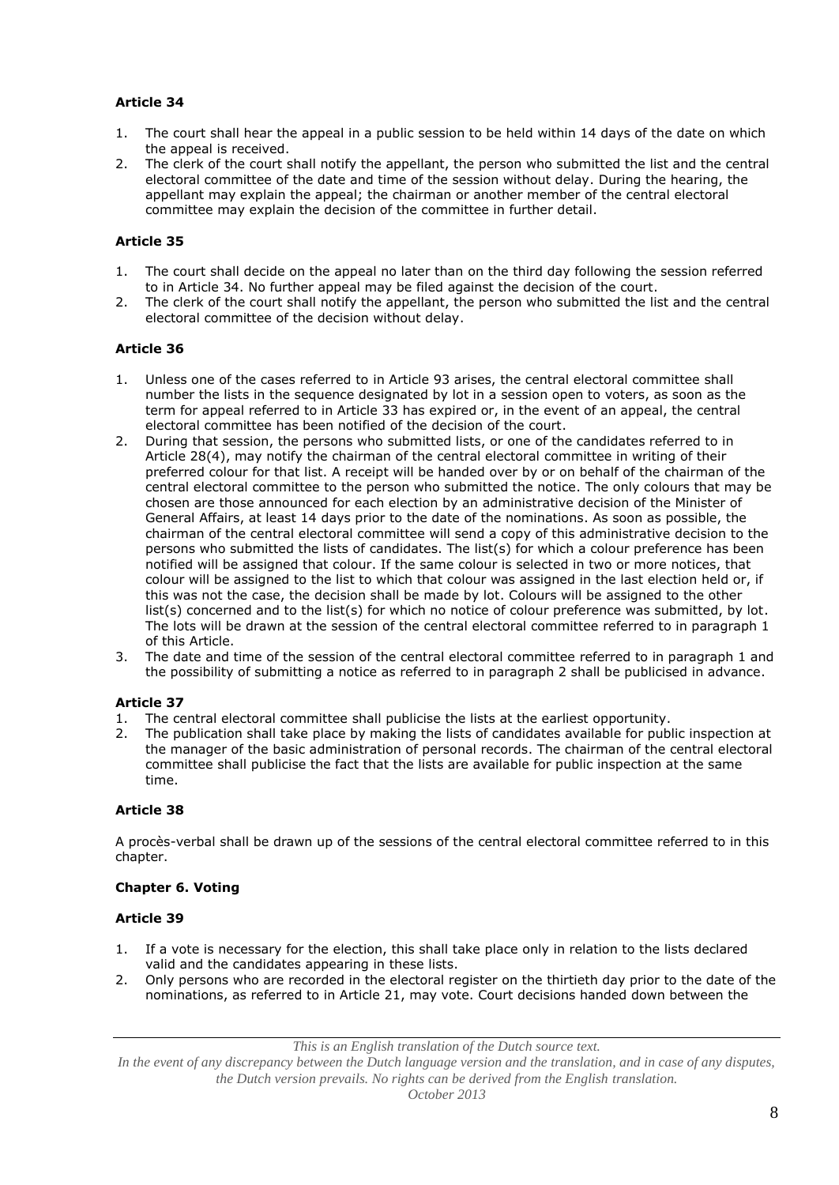**Article 34**

1. The court shall hear the appeal in a public session to be held within 14 days of the date on which the appeal is received.
2. The clerk of the court shall notify the appellant, the person who submitted the list and the central electoral committee of the date and time of the session without delay. During the hearing, the appellant may explain the appeal; the chairman or another member of the central electoral committee may explain the decision of the committee in further detail.

**Article 35**

1. The court shall decide on the appeal no later than on the third day following the session referred to in Article 34. No further appeal may be filed against the decision of the court.
2. The clerk of the court shall notify the appellant, the person who submitted the list and the central electoral committee of the decision without delay.

**Article 36**

1. Unless one of the cases referred to in Article 93 arises, the central electoral committee shall number the lists in the sequence designated by lot in a session open to voters, as soon as the term for appeal referred to in Article 33 has expired or, in the event of an appeal, the central electoral committee has been notified of the decision of the court.
2. During that session, the persons who submitted lists, or one of the candidates referred to in Article 28(4), may notify the chairman of the central electoral committee in writing of their preferred colour for that list. A receipt will be handed over by or on behalf of the chairman of the central electoral committee to the person who submitted the notice. The only colours that may be chosen are those announced for each election by an administrative decision of the Minister of General Affairs, at least 14 days prior to the date of the nominations. As soon as possible, the chairman of the central electoral committee will send a copy of this administrative decision to the persons who submitted the lists of candidates. The list(s) for which a colour preference has been notified will be assigned that colour. If the same colour is selected in two or more notices, that colour will be assigned to the list to which that colour was assigned in the last election held or, if this was not the case, the decision shall be made by lot. Colours will be assigned to the other list(s) concerned and to the list(s) for which no notice of colour preference was submitted, by lot. The lots will be drawn at the session of the central electoral committee referred to in paragraph 1 of this Article.
3. The date and time of the session of the central electoral committee referred to in paragraph 1 and the possibility of submitting a notice as referred to in paragraph 2 shall be publicised in advance.

**Article 37**

1. The central electoral committee shall publicise the lists at the earliest opportunity.
2. The publication shall take place by making the lists of candidates available for public inspection at the manager of the basic administration of personal records. The chairman of the central electoral committee shall publicise the fact that the lists are available for public inspection at the same time.

**Article 38**

A procès-verbal shall be drawn up of the sessions of the central electoral committee referred to in this chapter.

**Chapter 6. Voting**

**Article 39**

1. If a vote is necessary for the election, this shall take place only in relation to the lists declared valid and the candidates appearing in these lists.
2. Only persons who are recorded in the electoral register on the thirtieth day prior to the date of the nominations, as referred to in Article 21, may vote. Court decisions handed down between the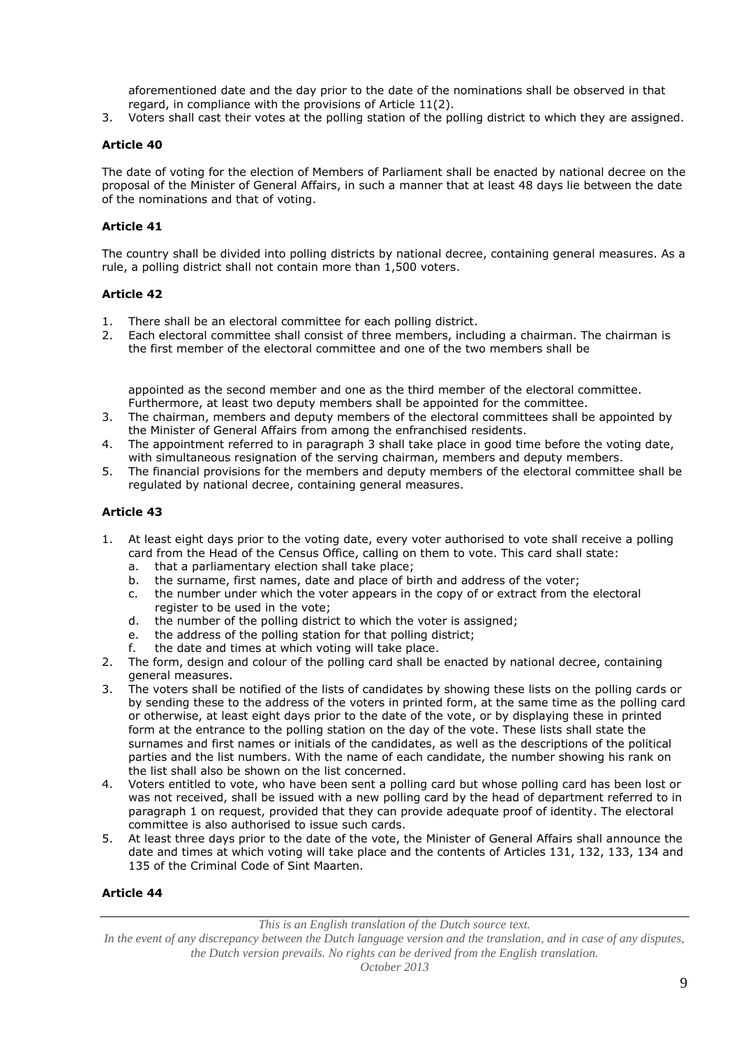aforementioned date and the day prior to the date of the nominations shall be observed in that regard, in compliance with the provisions of Article 11(2).

3. Voters shall cast their votes at the polling station of the polling district to which they are assigned.

#### Article 40

The date of voting for the election of Members of Parliament shall be enacted by national decree on the proposal of the Minister of General Affairs, in such a manner that at least 48 days lie between the date of the nominations and that of voting.

#### Article 41

The country shall be divided into polling districts by national decree, containing general measures. As a rule, a polling district shall not contain more than 1,500 voters.

#### Article 42

1. There shall be an electoral committee for each polling district.
2. Each electoral committee shall consist of three members, including a chairman. The chairman is the first member of the electoral committee and one of the two members shall be appointed as the second member and one as the third member of the electoral committee. Furthermore, at least two deputy members shall be appointed for the committee.
3. The chairman, members and deputy members of the electoral committees shall be appointed by the Minister of General Affairs from among the enfranchised residents.
4. The appointment referred to in paragraph 3 shall take place in good time before the voting date, with simultaneous resignation of the serving chairman, members and deputy members.
5. The financial provisions for the members and deputy members of the electoral committee shall be regulated by national decree, containing general measures.

#### Article 43

1. At least eight days prior to the voting date, every voter authorised to vote shall receive a polling card from the Head of the Census Office, calling on them to vote. This card shall state:
   a. that a parliamentary election shall take place;
   b. the surname, first names, date and place of birth and address of the voter;
   c. the number under which the voter appears in the copy of or extract from the electoral register to be used in the vote;
   d. the number of the polling district to which the voter is assigned;
   e. the address of the polling station for that polling district;
   f. the date and times at which voting will take place.
2. The form, design and colour of the polling card shall be enacted by national decree, containing general measures.
3. The voters shall be notified of the lists of candidates by showing these lists on the polling cards or by sending these to the address of the voters in printed form, at the same time as the polling card or otherwise, at least eight days prior to the date of the vote, or by displaying these in printed form at the entrance to the polling station on the day of the vote. These lists shall state the surnames and first names or initials of the candidates, as well as the descriptions of the political parties and the list numbers. With the name of each candidate, the number showing his rank on the list shall also be shown on the list concerned.
4. Voters entitled to vote, who have been sent a polling card but whose polling card has been lost or was not received, shall be issued with a new polling card by the head of department referred to in paragraph 1 on request, provided that they can provide adequate proof of identity. The electoral committee is also authorised to issue such cards.
5. At least three days prior to the date of the vote, the Minister of General Affairs shall announce the date and times at which voting will take place and the contents of Articles 131, 132, 133, 134 and 135 of the Criminal Code of Sint Maarten.

#### Article 44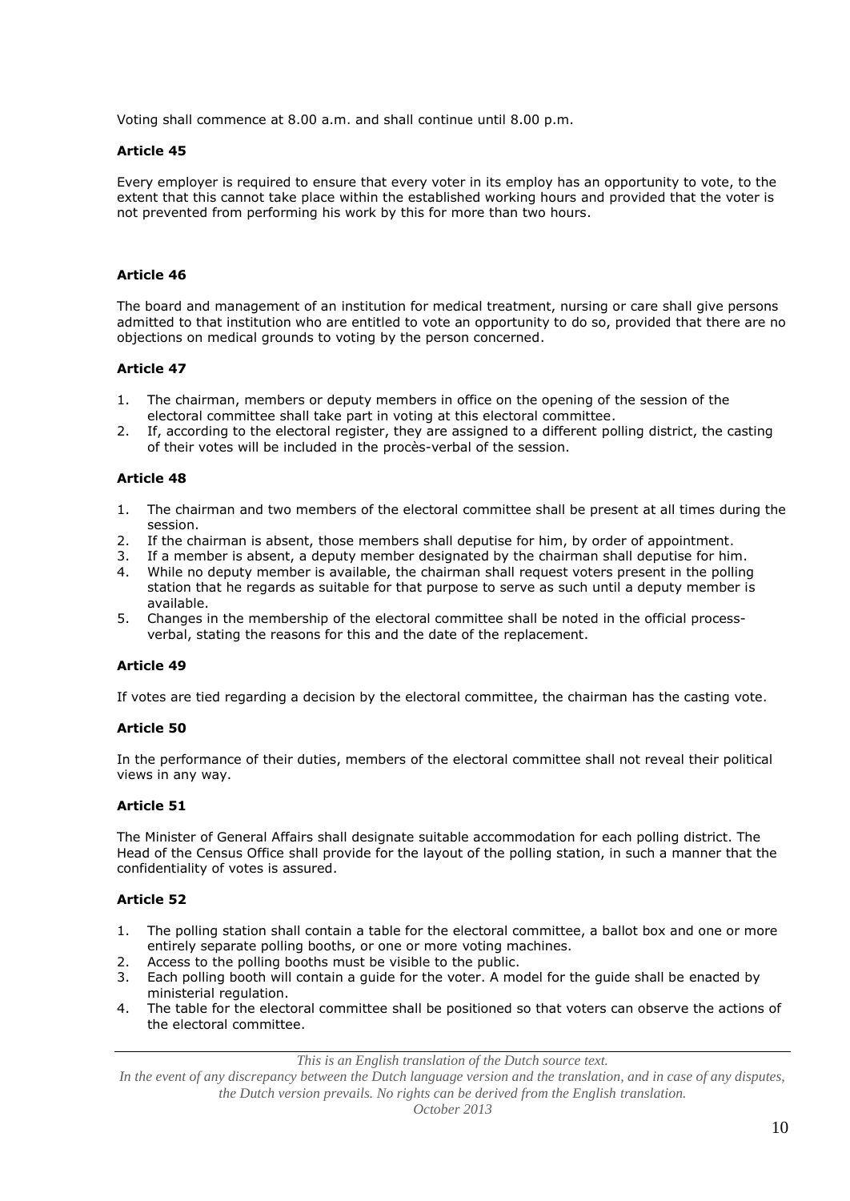Voting shall commence at 8.00 a.m. and shall continue until 8.00 p.m.

### Article 45

Every employer is required to ensure that every voter in its employ has an opportunity to vote, to the extent that this cannot take place within the established working hours and provided that the voter is not prevented from performing his work by this for more than two hours.

### Article 46

The board and management of an institution for medical treatment, nursing or care shall give persons admitted to that institution who are entitled to vote an opportunity to do so, provided that there are no objections on medical grounds to voting by the person concerned.

### Article 47

1. The chairman, members or deputy members in office on the opening of the session of the electoral committee shall take part in voting at this electoral committee.
2. If, according to the electoral register, they are assigned to a different polling district, the casting of their votes will be included in the procès-verbal of the session.

### Article 48

1. The chairman and two members of the electoral committee shall be present at all times during the session.
2. If the chairman is absent, those members shall deputise for him, by order of appointment.
3. If a member is absent, a deputy member designated by the chairman shall deputise for him.
4. While no deputy member is available, the chairman shall request voters present in the polling station that he regards as suitable for that purpose to serve as such until a deputy member is available.
5. Changes in the membership of the electoral committee shall be noted in the official process-verbal, stating the reasons for this and the date of the replacement.

### Article 49

If votes are tied regarding a decision by the electoral committee, the chairman has the casting vote.

### Article 50

In the performance of their duties, members of the electoral committee shall not reveal their political views in any way.

### Article 51

The Minister of General Affairs shall designate suitable accommodation for each polling district. The Head of the Census Office shall provide for the layout of the polling station, in such a manner that the confidentiality of votes is assured.

### Article 52

1. The polling station shall contain a table for the electoral committee, a ballot box and one or more entirely separate polling booths, or one or more voting machines.
2. Access to the polling booths must be visible to the public.
3. Each polling booth will contain a guide for the voter. A model for the guide shall be enacted by ministerial regulation.
4. The table for the electoral committee shall be positioned so that voters can observe the actions of the electoral committee.

*This is an English translation of the Dutch source text.*
*In the event of any discrepancy between the Dutch language version and the translation, and in case of any disputes, the Dutch version prevails. No rights can be derived from the English translation.*
*October 2013*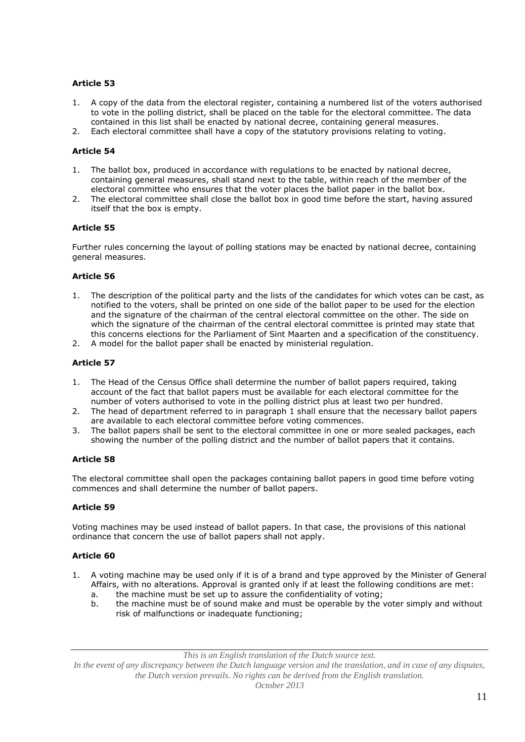**Article 53**

1. A copy of the data from the electoral register, containing a numbered list of the voters authorised to vote in the polling district, shall be placed on the table for the electoral committee. The data contained in this list shall be enacted by national decree, containing general measures.
2. Each electoral committee shall have a copy of the statutory provisions relating to voting.

**Article 54**

1. The ballot box, produced in accordance with regulations to be enacted by national decree, containing general measures, shall stand next to the table, within reach of the member of the electoral committee who ensures that the voter places the ballot paper in the ballot box.
2. The electoral committee shall close the ballot box in good time before the start, having assured itself that the box is empty.

**Article 55**

Further rules concerning the layout of polling stations may be enacted by national decree, containing general measures.

**Article 56**

1. The description of the political party and the lists of the candidates for which votes can be cast, as notified to the voters, shall be printed on one side of the ballot paper to be used for the election and the signature of the chairman of the central electoral committee on the other. The side on which the signature of the chairman of the central electoral committee is printed may state that this concerns elections for the Parliament of Sint Maarten and a specification of the constituency.
2. A model for the ballot paper shall be enacted by ministerial regulation.

**Article 57**

1. The Head of the Census Office shall determine the number of ballot papers required, taking account of the fact that ballot papers must be available for each electoral committee for the number of voters authorised to vote in the polling district plus at least two per hundred.
2. The head of department referred to in paragraph 1 shall ensure that the necessary ballot papers are available to each electoral committee before voting commences.
3. The ballot papers shall be sent to the electoral committee in one or more sealed packages, each showing the number of the polling district and the number of ballot papers that it contains.

**Article 58**

The electoral committee shall open the packages containing ballot papers in good time before voting commences and shall determine the number of ballot papers.

**Article 59**

Voting machines may be used instead of ballot papers. In that case, the provisions of this national ordinance that concern the use of ballot papers shall not apply.

**Article 60**

1. A voting machine may be used only if it is of a brand and type approved by the Minister of General Affairs, with no alterations. Approval is granted only if at least the following conditions are met:
   a. the machine must be set up to assure the confidentiality of voting;
   b. the machine must be of sound make and must be operable by the voter simply and without risk of malfunctions or inadequate functioning;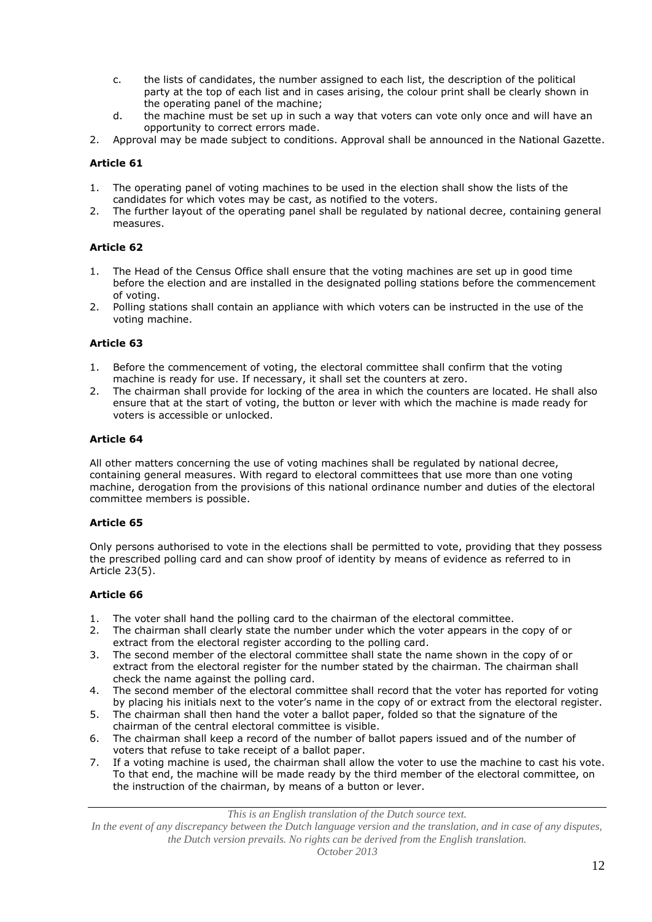c. the lists of candidates, the number assigned to each list, the description of the political party at the top of each list and in cases arising, the colour print shall be clearly shown in the operating panel of the machine;
d. the machine must be set up in such a way that voters can vote only once and will have an opportunity to correct errors made.

2. Approval may be made subject to conditions. Approval shall be announced in the National Gazette.

**Article 61**

1. The operating panel of voting machines to be used in the election shall show the lists of the candidates for which votes may be cast, as notified to the voters.
2. The further layout of the operating panel shall be regulated by national decree, containing general measures.

**Article 62**

1. The Head of the Census Office shall ensure that the voting machines are set up in good time before the election and are installed in the designated polling stations before the commencement of voting.
2. Polling stations shall contain an appliance with which voters can be instructed in the use of the voting machine.

**Article 63**

1. Before the commencement of voting, the electoral committee shall confirm that the voting machine is ready for use. If necessary, it shall set the counters at zero.
2. The chairman shall provide for locking of the area in which the counters are located. He shall also ensure that at the start of voting, the button or lever with which the machine is made ready for voters is accessible or unlocked.

**Article 64**

All other matters concerning the use of voting machines shall be regulated by national decree, containing general measures. With regard to electoral committees that use more than one voting machine, derogation from the provisions of this national ordinance number and duties of the electoral committee members is possible.

**Article 65**

Only persons authorised to vote in the elections shall be permitted to vote, providing that they possess the prescribed polling card and can show proof of identity by means of evidence as referred to in Article 23(5).

**Article 66**

1. The voter shall hand the polling card to the chairman of the electoral committee.
2. The chairman shall clearly state the number under which the voter appears in the copy of or extract from the electoral register according to the polling card.
3. The second member of the electoral committee shall state the name shown in the copy of or extract from the electoral register for the number stated by the chairman. The chairman shall check the name against the polling card.
4. The second member of the electoral committee shall record that the voter has reported for voting by placing his initials next to the voter's name in the copy of or extract from the electoral register.
5. The chairman shall then hand the voter a ballot paper, folded so that the signature of the chairman of the central electoral committee is visible.
6. The chairman shall keep a record of the number of ballot papers issued and of the number of voters that refuse to take receipt of a ballot paper.
7. If a voting machine is used, the chairman shall allow the voter to use the machine to cast his vote. To that end, the machine will be made ready by the third member of the electoral committee, on the instruction of the chairman, by means of a button or lever.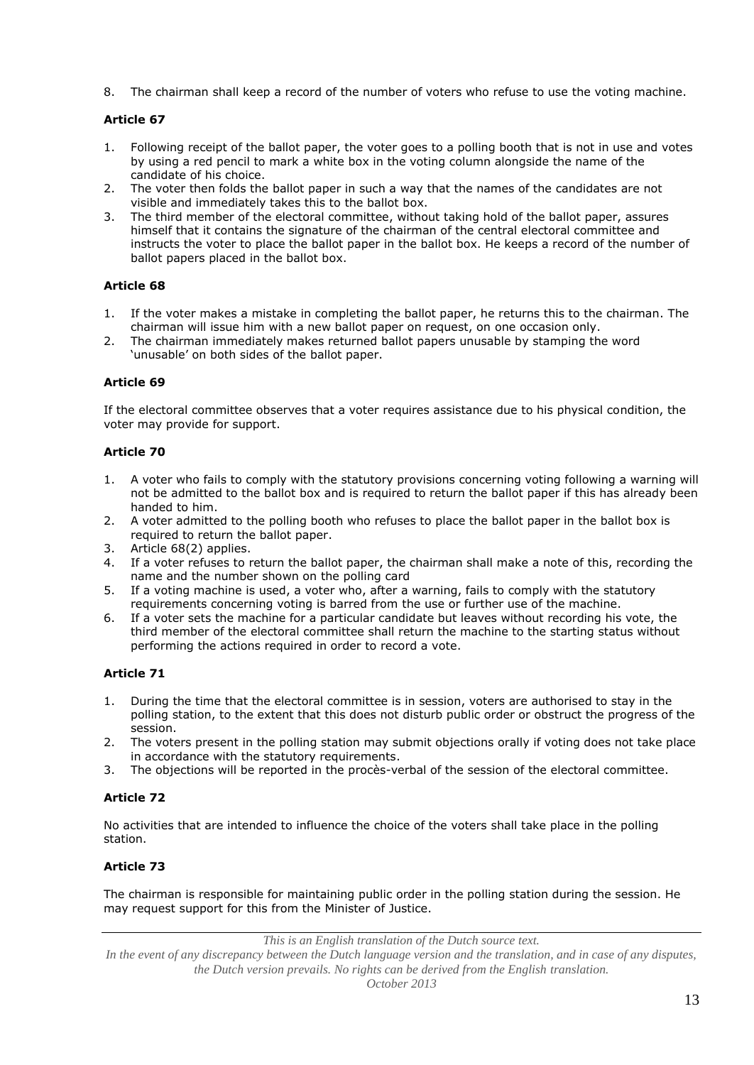8. The chairman shall keep a record of the number of voters who refuse to use the voting machine.

**Article 67**

1. Following receipt of the ballot paper, the voter goes to a polling booth that is not in use and votes by using a red pencil to mark a white box in the voting column alongside the name of the candidate of his choice.
2. The voter then folds the ballot paper in such a way that the names of the candidates are not visible and immediately takes this to the ballot box.
3. The third member of the electoral committee, without taking hold of the ballot paper, assures himself that it contains the signature of the chairman of the central electoral committee and instructs the voter to place the ballot paper in the ballot box. He keeps a record of the number of ballot papers placed in the ballot box.

**Article 68**

1. If the voter makes a mistake in completing the ballot paper, he returns this to the chairman. The chairman will issue him with a new ballot paper on request, on one occasion only.
2. The chairman immediately makes returned ballot papers unusable by stamping the word 'unusable' on both sides of the ballot paper.

**Article 69**

If the electoral committee observes that a voter requires assistance due to his physical condition, the voter may provide for support.

**Article 70**

1. A voter who fails to comply with the statutory provisions concerning voting following a warning will not be admitted to the ballot box and is required to return the ballot paper if this has already been handed to him.
2. A voter admitted to the polling booth who refuses to place the ballot paper in the ballot box is required to return the ballot paper.
3. Article 68(2) applies.
4. If a voter refuses to return the ballot paper, the chairman shall make a note of this, recording the name and the number shown on the polling card
5. If a voting machine is used, a voter who, after a warning, fails to comply with the statutory requirements concerning voting is barred from the use or further use of the machine.
6. If a voter sets the machine for a particular candidate but leaves without recording his vote, the third member of the electoral committee shall return the machine to the starting status without performing the actions required in order to record a vote.

**Article 71**

1. During the time that the electoral committee is in session, voters are authorised to stay in the polling station, to the extent that this does not disturb public order or obstruct the progress of the session.
2. The voters present in the polling station may submit objections orally if voting does not take place in accordance with the statutory requirements.
3. The objections will be reported in the procès-verbal of the session of the electoral committee.

**Article 72**

No activities that are intended to influence the choice of the voters shall take place in the polling station.

**Article 73**

The chairman is responsible for maintaining public order in the polling station during the session. He may request support for this from the Minister of Justice.

*This is an English translation of the Dutch source text.*
*In the event of any discrepancy between the Dutch language version and the translation, and in case of any disputes, the Dutch version prevails. No rights can be derived from the English translation.*
*October 2013*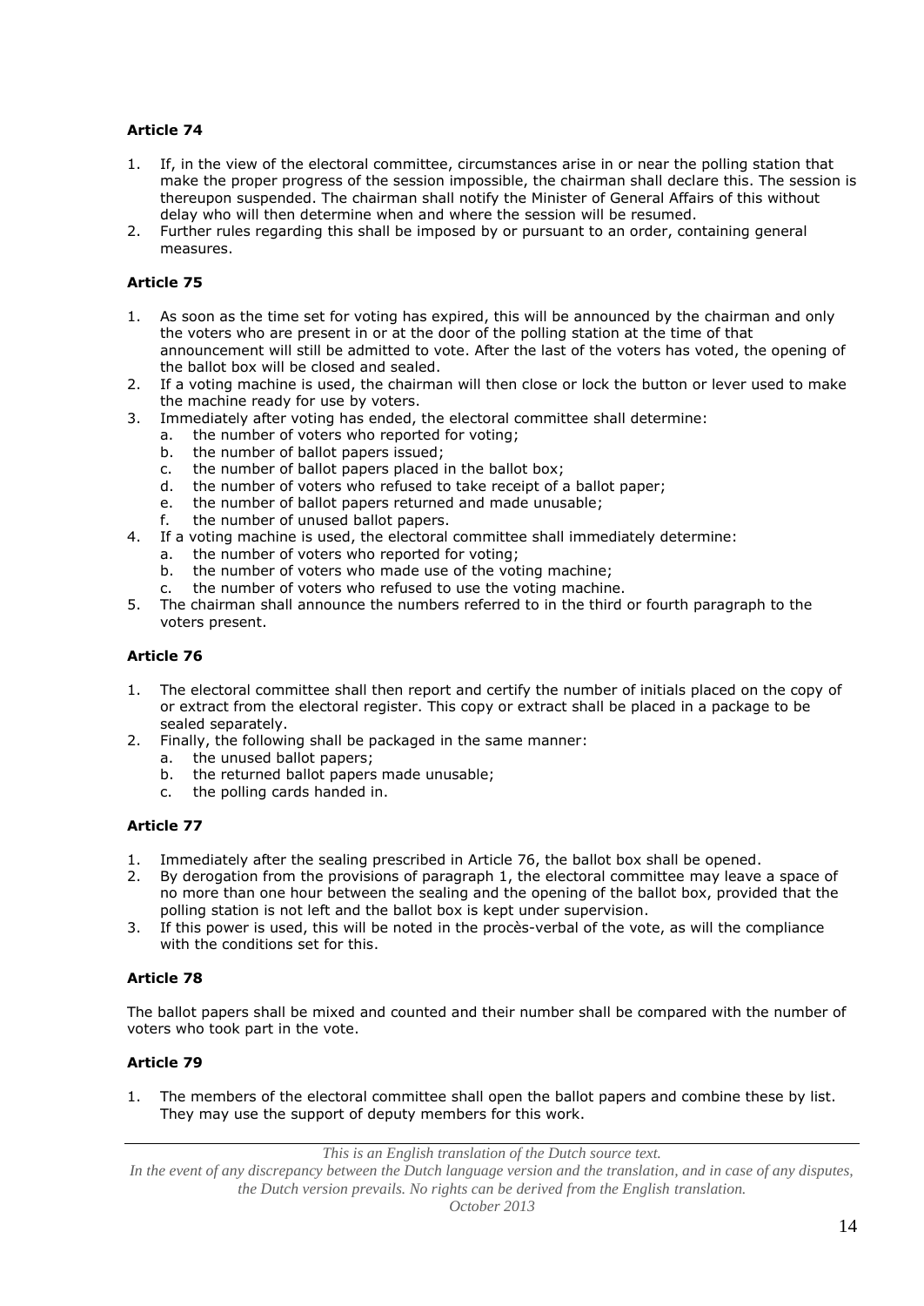**Article 74**

1. If, in the view of the electoral committee, circumstances arise in or near the polling station that make the proper progress of the session impossible, the chairman shall declare this. The session is thereupon suspended. The chairman shall notify the Minister of General Affairs of this without delay who will then determine when and where the session will be resumed.
2. Further rules regarding this shall be imposed by or pursuant to an order, containing general measures.

**Article 75**

1. As soon as the time set for voting has expired, this will be announced by the chairman and only the voters who are present in or at the door of the polling station at the time of that announcement will still be admitted to vote. After the last of the voters has voted, the opening of the ballot box will be closed and sealed.
2. If a voting machine is used, the chairman will then close or lock the button or lever used to make the machine ready for use by voters.
3. Immediately after voting has ended, the electoral committee shall determine:
   a. the number of voters who reported for voting;
   b. the number of ballot papers issued;
   c. the number of ballot papers placed in the ballot box;
   d. the number of voters who refused to take receipt of a ballot paper;
   e. the number of ballot papers returned and made unusable;
   f. the number of unused ballot papers.
4. If a voting machine is used, the electoral committee shall immediately determine:
   a. the number of voters who reported for voting;
   b. the number of voters who made use of the voting machine;
   c. the number of voters who refused to use the voting machine.
5. The chairman shall announce the numbers referred to in the third or fourth paragraph to the voters present.

**Article 76**

1. The electoral committee shall then report and certify the number of initials placed on the copy of or extract from the electoral register. This copy or extract shall be placed in a package to be sealed separately.
2. Finally, the following shall be packaged in the same manner:
   a. the unused ballot papers;
   b. the returned ballot papers made unusable;
   c. the polling cards handed in.

**Article 77**

1. Immediately after the sealing prescribed in Article 76, the ballot box shall be opened.
2. By derogation from the provisions of paragraph 1, the electoral committee may leave a space of no more than one hour between the sealing and the opening of the ballot box, provided that the polling station is not left and the ballot box is kept under supervision.
3. If this power is used, this will be noted in the procès-verbal of the vote, as will the compliance with the conditions set for this.

**Article 78**

The ballot papers shall be mixed and counted and their number shall be compared with the number of voters who took part in the vote.

**Article 79**

1. The members of the electoral committee shall open the ballot papers and combine these by list. They may use the support of deputy members for this work.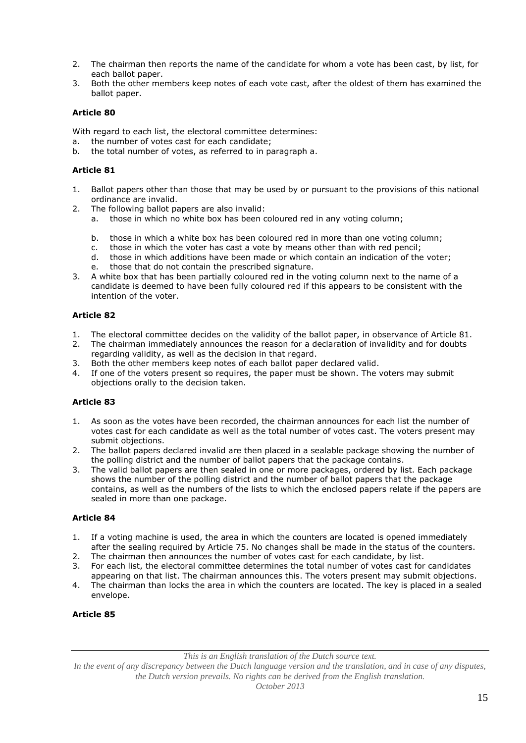2. The chairman then reports the name of the candidate for whom a vote has been cast, by list, for each ballot paper.
3. Both the other members keep notes of each vote cast, after the oldest of them has examined the ballot paper.

**Article 80**

With regard to each list, the electoral committee determines:

a. the number of votes cast for each candidate;
b. the total number of votes, as referred to in paragraph a.

**Article 81**

1. Ballot papers other than those that may be used by or pursuant to the provisions of this national ordinance are invalid.
2. The following ballot papers are also invalid:
   a. those in which no white box has been coloured red in any voting column;
   b. those in which a white box has been coloured red in more than one voting column;
   c. those in which the voter has cast a vote by means other than with red pencil;
   d. those in which additions have been made or which contain an indication of the voter;
   e. those that do not contain the prescribed signature.
3. A white box that has been partially coloured red in the voting column next to the name of a candidate is deemed to have been fully coloured red if this appears to be consistent with the intention of the voter.

**Article 82**

1. The electoral committee decides on the validity of the ballot paper, in observance of Article 81.
2. The chairman immediately announces the reason for a declaration of invalidity and for doubts regarding validity, as well as the decision in that regard.
3. Both the other members keep notes of each ballot paper declared valid.
4. If one of the voters present so requires, the paper must be shown. The voters may submit objections orally to the decision taken.

**Article 83**

1. As soon as the votes have been recorded, the chairman announces for each list the number of votes cast for each candidate as well as the total number of votes cast. The voters present may submit objections.
2. The ballot papers declared invalid are then placed in a sealable package showing the number of the polling district and the number of ballot papers that the package contains.
3. The valid ballot papers are then sealed in one or more packages, ordered by list. Each package shows the number of the polling district and the number of ballot papers that the package contains, as well as the numbers of the lists to which the enclosed papers relate if the papers are sealed in more than one package.

**Article 84**

1. If a voting machine is used, the area in which the counters are located is opened immediately after the sealing required by Article 75. No changes shall be made in the status of the counters.
2. The chairman then announces the number of votes cast for each candidate, by list.
3. For each list, the electoral committee determines the total number of votes cast for candidates appearing on that list. The chairman announces this. The voters present may submit objections.
4. The chairman than locks the area in which the counters are located. The key is placed in a sealed envelope.

**Article 85**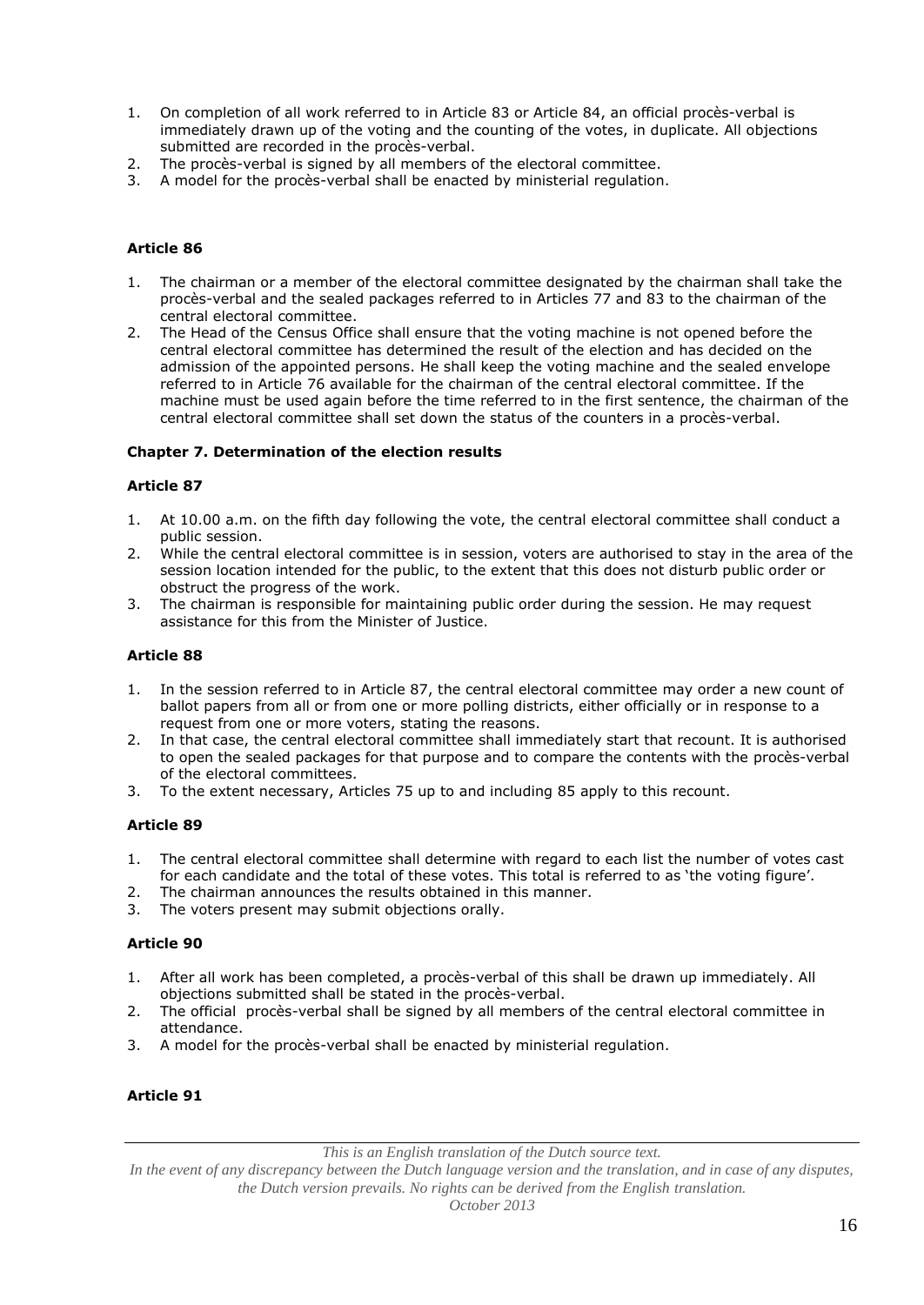1. On completion of all work referred to in Article 83 or Article 84, an official procès-verbal is immediately drawn up of the voting and the counting of the votes, in duplicate. All objections submitted are recorded in the procès-verbal.
2. The procès-verbal is signed by all members of the electoral committee.
3. A model for the procès-verbal shall be enacted by ministerial regulation.

### Article 86

1. The chairman or a member of the electoral committee designated by the chairman shall take the procès-verbal and the sealed packages referred to in Articles 77 and 83 to the chairman of the central electoral committee.
2. The Head of the Census Office shall ensure that the voting machine is not opened before the central electoral committee has determined the result of the election and has decided on the admission of the appointed persons. He shall keep the voting machine and the sealed envelope referred to in Article 76 available for the chairman of the central electoral committee. If the machine must be used again before the time referred to in the first sentence, the chairman of the central electoral committee shall set down the status of the counters in a procès-verbal.

## Chapter 7. Determination of the election results

### Article 87

1. At 10.00 a.m. on the fifth day following the vote, the central electoral committee shall conduct a public session.
2. While the central electoral committee is in session, voters are authorised to stay in the area of the session location intended for the public, to the extent that this does not disturb public order or obstruct the progress of the work.
3. The chairman is responsible for maintaining public order during the session. He may request assistance for this from the Minister of Justice.

### Article 88

1. In the session referred to in Article 87, the central electoral committee may order a new count of ballot papers from all or from one or more polling districts, either officially or in response to a request from one or more voters, stating the reasons.
2. In that case, the central electoral committee shall immediately start that recount. It is authorised to open the sealed packages for that purpose and to compare the contents with the procès-verbal of the electoral committees.
3. To the extent necessary, Articles 75 up to and including 85 apply to this recount.

### Article 89

1. The central electoral committee shall determine with regard to each list the number of votes cast for each candidate and the total of these votes. This total is referred to as 'the voting figure'.
2. The chairman announces the results obtained in this manner.
3. The voters present may submit objections orally.

### Article 90

1. After all work has been completed, a procès-verbal of this shall be drawn up immediately. All objections submitted shall be stated in the procès-verbal.
2. The official procès-verbal shall be signed by all members of the central electoral committee in attendance.
3. A model for the procès-verbal shall be enacted by ministerial regulation.

### Article 91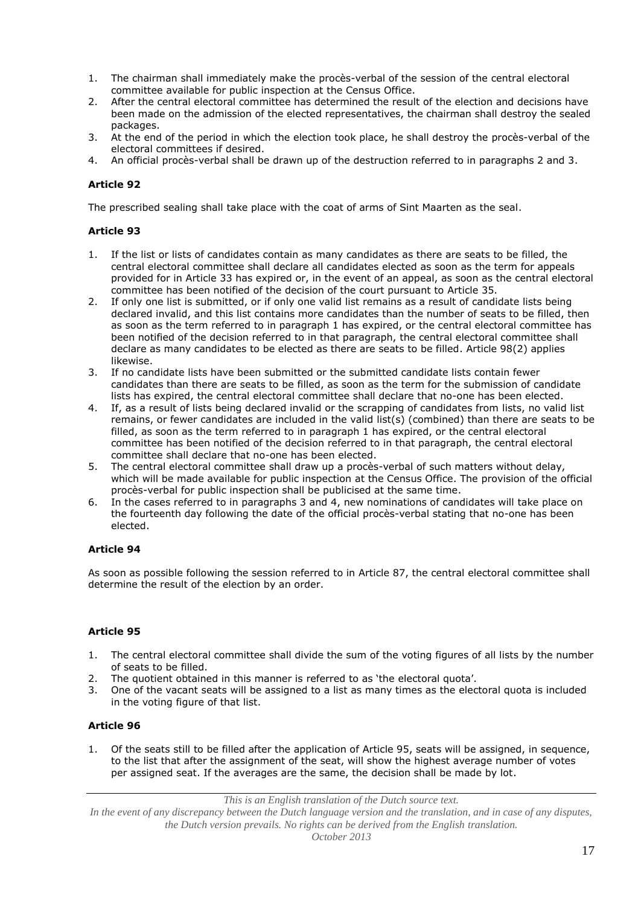1. The chairman shall immediately make the procès-verbal of the session of the central electoral committee available for public inspection at the Census Office.
2. After the central electoral committee has determined the result of the election and decisions have been made on the admission of the elected representatives, the chairman shall destroy the sealed packages.
3. At the end of the period in which the election took place, he shall destroy the procès-verbal of the electoral committees if desired.
4. An official procès-verbal shall be drawn up of the destruction referred to in paragraphs 2 and 3.

**Article 92**

The prescribed sealing shall take place with the coat of arms of Sint Maarten as the seal.

**Article 93**

1. If the list or lists of candidates contain as many candidates as there are seats to be filled, the central electoral committee shall declare all candidates elected as soon as the term for appeals provided for in Article 33 has expired or, in the event of an appeal, as soon as the central electoral committee has been notified of the decision of the court pursuant to Article 35.
2. If only one list is submitted, or if only one valid list remains as a result of candidate lists being declared invalid, and this list contains more candidates than the number of seats to be filled, then as soon as the term referred to in paragraph 1 has expired, or the central electoral committee has been notified of the decision referred to in that paragraph, the central electoral committee shall declare as many candidates to be elected as there are seats to be filled. Article 98(2) applies likewise.
3. If no candidate lists have been submitted or the submitted candidate lists contain fewer candidates than there are seats to be filled, as soon as the term for the submission of candidate lists has expired, the central electoral committee shall declare that no-one has been elected.
4. If, as a result of lists being declared invalid or the scrapping of candidates from lists, no valid list remains, or fewer candidates are included in the valid list(s) (combined) than there are seats to be filled, as soon as the term referred to in paragraph 1 has expired, or the central electoral committee has been notified of the decision referred to in that paragraph, the central electoral committee shall declare that no-one has been elected.
5. The central electoral committee shall draw up a procès-verbal of such matters without delay, which will be made available for public inspection at the Census Office. The provision of the official procès-verbal for public inspection shall be publicised at the same time.
6. In the cases referred to in paragraphs 3 and 4, new nominations of candidates will take place on the fourteenth day following the date of the official procès-verbal stating that no-one has been elected.

**Article 94**

As soon as possible following the session referred to in Article 87, the central electoral committee shall determine the result of the election by an order.

**Article 95**

1. The central electoral committee shall divide the sum of the voting figures of all lists by the number of seats to be filled.
2. The quotient obtained in this manner is referred to as 'the electoral quota'.
3. One of the vacant seats will be assigned to a list as many times as the electoral quota is included in the voting figure of that list.

**Article 96**

1. Of the seats still to be filled after the application of Article 95, seats will be assigned, in sequence, to the list that after the assignment of the seat, will show the highest average number of votes per assigned seat. If the averages are the same, the decision shall be made by lot.

*This is an English translation of the Dutch source text.*
*In the event of any discrepancy between the Dutch language version and the translation, and in case of any disputes, the Dutch version prevails. No rights can be derived from the English translation.*
*October 2013*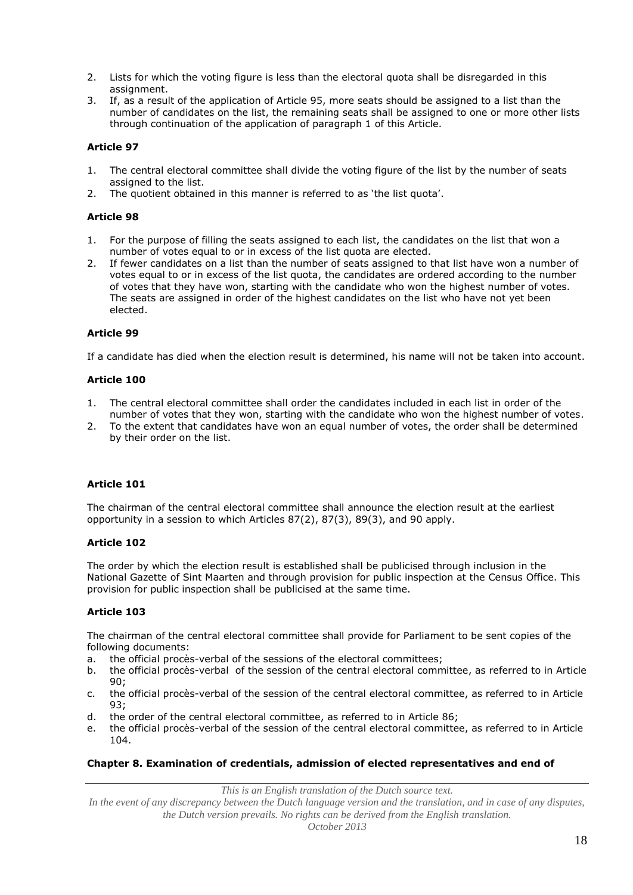2. Lists for which the voting figure is less than the electoral quota shall be disregarded in this assignment.
3. If, as a result of the application of Article 95, more seats should be assigned to a list than the number of candidates on the list, the remaining seats shall be assigned to one or more other lists through continuation of the application of paragraph 1 of this Article.

### Article 97

1. The central electoral committee shall divide the voting figure of the list by the number of seats assigned to the list.
2. The quotient obtained in this manner is referred to as 'the list quota'.

### Article 98

1. For the purpose of filling the seats assigned to each list, the candidates on the list that won a number of votes equal to or in excess of the list quota are elected.
2. If fewer candidates on a list than the number of seats assigned to that list have won a number of votes equal to or in excess of the list quota, the candidates are ordered according to the number of votes that they have won, starting with the candidate who won the highest number of votes. The seats are assigned in order of the highest candidates on the list who have not yet been elected.

### Article 99

If a candidate has died when the election result is determined, his name will not be taken into account.

### Article 100

1. The central electoral committee shall order the candidates included in each list in order of the number of votes that they won, starting with the candidate who won the highest number of votes.
2. To the extent that candidates have won an equal number of votes, the order shall be determined by their order on the list.

### Article 101

The chairman of the central electoral committee shall announce the election result at the earliest opportunity in a session to which Articles 87(2), 87(3), 89(3), and 90 apply.

### Article 102

The order by which the election result is established shall be publicised through inclusion in the National Gazette of Sint Maarten and through provision for public inspection at the Census Office. This provision for public inspection shall be publicised at the same time.

### Article 103

The chairman of the central electoral committee shall provide for Parliament to be sent copies of the following documents:

a. the official procès-verbal of the sessions of the electoral committees;
b. the official procès-verbal of the session of the central electoral committee, as referred to in Article 90;
c. the official procès-verbal of the session of the central electoral committee, as referred to in Article 93;
d. the order of the central electoral committee, as referred to in Article 86;
e. the official procès-verbal of the session of the central electoral committee, as referred to in Article 104.

## Chapter 8. Examination of credentials, admission of elected representatives and end of

*This is an English translation of the Dutch source text.*
*In the event of any discrepancy between the Dutch language version and the translation, and in case of any disputes, the Dutch version prevails. No rights can be derived from the English translation.*
*October 2013*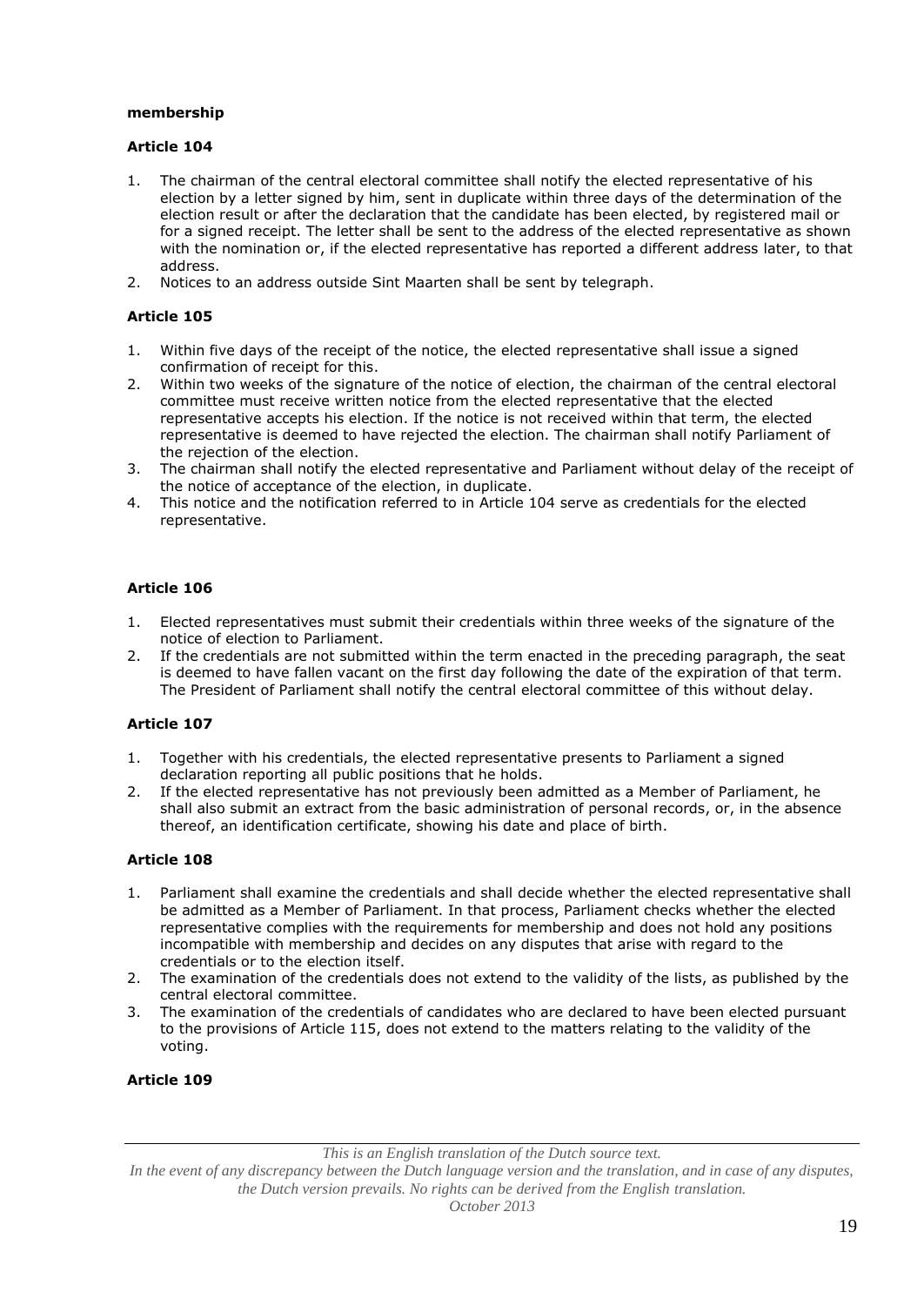**membership**

**Article 104**

1. The chairman of the central electoral committee shall notify the elected representative of his election by a letter signed by him, sent in duplicate within three days of the determination of the election result or after the declaration that the candidate has been elected, by registered mail or for a signed receipt. The letter shall be sent to the address of the elected representative as shown with the nomination or, if the elected representative has reported a different address later, to that address.
2. Notices to an address outside Sint Maarten shall be sent by telegraph.

**Article 105**

1. Within five days of the receipt of the notice, the elected representative shall issue a signed confirmation of receipt for this.
2. Within two weeks of the signature of the notice of election, the chairman of the central electoral committee must receive written notice from the elected representative that the elected representative accepts his election. If the notice is not received within that term, the elected representative is deemed to have rejected the election. The chairman shall notify Parliament of the rejection of the election.
3. The chairman shall notify the elected representative and Parliament without delay of the receipt of the notice of acceptance of the election, in duplicate.
4. This notice and the notification referred to in Article 104 serve as credentials for the elected representative.

**Article 106**

1. Elected representatives must submit their credentials within three weeks of the signature of the notice of election to Parliament.
2. If the credentials are not submitted within the term enacted in the preceding paragraph, the seat is deemed to have fallen vacant on the first day following the date of the expiration of that term. The President of Parliament shall notify the central electoral committee of this without delay.

**Article 107**

1. Together with his credentials, the elected representative presents to Parliament a signed declaration reporting all public positions that he holds.
2. If the elected representative has not previously been admitted as a Member of Parliament, he shall also submit an extract from the basic administration of personal records, or, in the absence thereof, an identification certificate, showing his date and place of birth.

**Article 108**

1. Parliament shall examine the credentials and shall decide whether the elected representative shall be admitted as a Member of Parliament. In that process, Parliament checks whether the elected representative complies with the requirements for membership and does not hold any positions incompatible with membership and decides on any disputes that arise with regard to the credentials or to the election itself.
2. The examination of the credentials does not extend to the validity of the lists, as published by the central electoral committee.
3. The examination of the credentials of candidates who are declared to have been elected pursuant to the provisions of Article 115, does not extend to the matters relating to the validity of the voting.

**Article 109**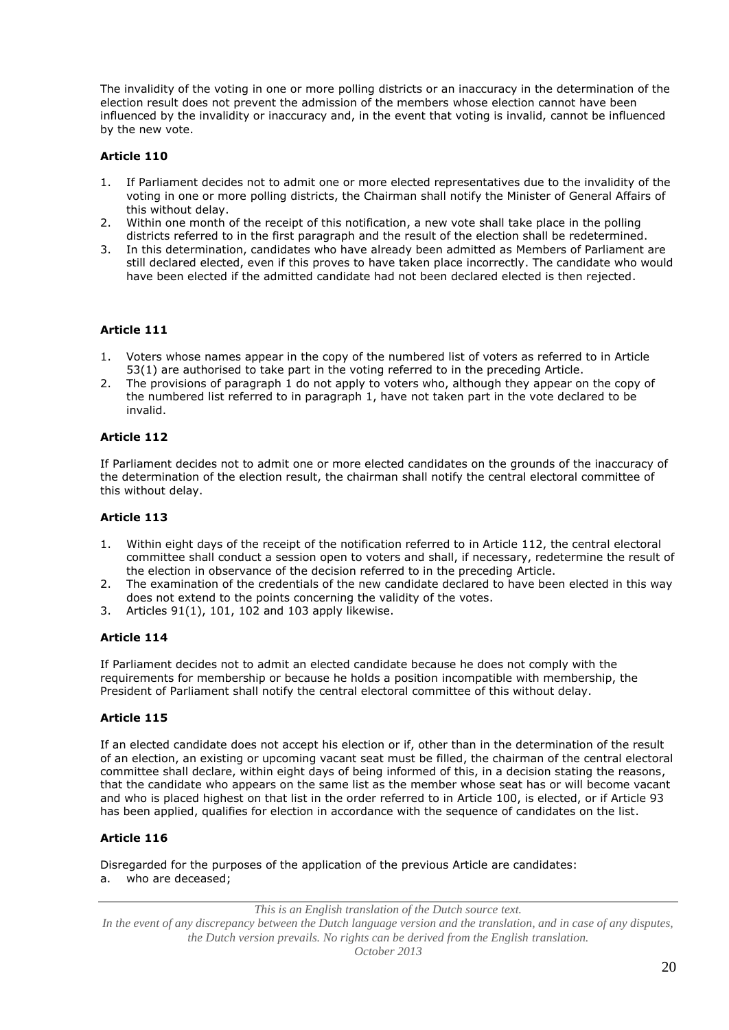The invalidity of the voting in one or more polling districts or an inaccuracy in the determination of the election result does not prevent the admission of the members whose election cannot have been influenced by the invalidity or inaccuracy and, in the event that voting is invalid, cannot be influenced by the new vote.

### Article 110

1. If Parliament decides not to admit one or more elected representatives due to the invalidity of the voting in one or more polling districts, the Chairman shall notify the Minister of General Affairs of this without delay.
2. Within one month of the receipt of this notification, a new vote shall take place in the polling districts referred to in the first paragraph and the result of the election shall be redetermined.
3. In this determination, candidates who have already been admitted as Members of Parliament are still declared elected, even if this proves to have taken place incorrectly. The candidate who would have been elected if the admitted candidate had not been declared elected is then rejected.

### Article 111

1. Voters whose names appear in the copy of the numbered list of voters as referred to in Article 53(1) are authorised to take part in the voting referred to in the preceding Article.
2. The provisions of paragraph 1 do not apply to voters who, although they appear on the copy of the numbered list referred to in paragraph 1, have not taken part in the vote declared to be invalid.

### Article 112

If Parliament decides not to admit one or more elected candidates on the grounds of the inaccuracy of the determination of the election result, the chairman shall notify the central electoral committee of this without delay.

### Article 113

1. Within eight days of the receipt of the notification referred to in Article 112, the central electoral committee shall conduct a session open to voters and shall, if necessary, redetermine the result of the election in observance of the decision referred to in the preceding Article.
2. The examination of the credentials of the new candidate declared to have been elected in this way does not extend to the points concerning the validity of the votes.
3. Articles 91(1), 101, 102 and 103 apply likewise.

### Article 114

If Parliament decides not to admit an elected candidate because he does not comply with the requirements for membership or because he holds a position incompatible with membership, the President of Parliament shall notify the central electoral committee of this without delay.

### Article 115

If an elected candidate does not accept his election or if, other than in the determination of the result of an election, an existing or upcoming vacant seat must be filled, the chairman of the central electoral committee shall declare, within eight days of being informed of this, in a decision stating the reasons, that the candidate who appears on the same list as the member whose seat has or will become vacant and who is placed highest on that list in the order referred to in Article 100, is elected, or if Article 93 has been applied, qualifies for election in accordance with the sequence of candidates on the list.

### Article 116

Disregarded for the purposes of the application of the previous Article are candidates:

a. who are deceased;

*This is an English translation of the Dutch source text.*
*In the event of any discrepancy between the Dutch language version and the translation, and in case of any disputes, the Dutch version prevails. No rights can be derived from the English translation.*
*October 2013*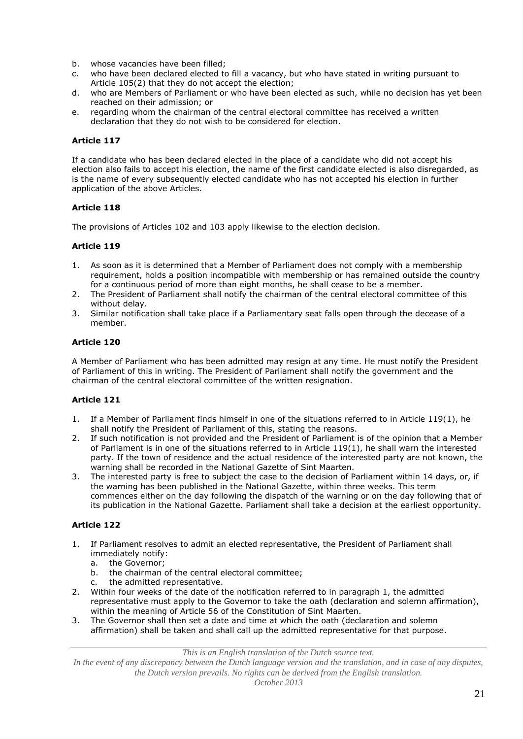b. whose vacancies have been filled;
c. who have been declared elected to fill a vacancy, but who have stated in writing pursuant to Article 105(2) that they do not accept the election;
d. who are Members of Parliament or who have been elected as such, while no decision has yet been reached on their admission; or
e. regarding whom the chairman of the central electoral committee has received a written declaration that they do not wish to be considered for election.

**Article 117**

If a candidate who has been declared elected in the place of a candidate who did not accept his election also fails to accept his election, the name of the first candidate elected is also disregarded, as is the name of every subsequently elected candidate who has not accepted his election in further application of the above Articles.

**Article 118**

The provisions of Articles 102 and 103 apply likewise to the election decision.

**Article 119**

1. As soon as it is determined that a Member of Parliament does not comply with a membership requirement, holds a position incompatible with membership or has remained outside the country for a continuous period of more than eight months, he shall cease to be a member.
2. The President of Parliament shall notify the chairman of the central electoral committee of this without delay.
3. Similar notification shall take place if a Parliamentary seat falls open through the decease of a member.

**Article 120**

A Member of Parliament who has been admitted may resign at any time. He must notify the President of Parliament of this in writing. The President of Parliament shall notify the government and the chairman of the central electoral committee of the written resignation.

**Article 121**

1. If a Member of Parliament finds himself in one of the situations referred to in Article 119(1), he shall notify the President of Parliament of this, stating the reasons.
2. If such notification is not provided and the President of Parliament is of the opinion that a Member of Parliament is in one of the situations referred to in Article 119(1), he shall warn the interested party. If the town of residence and the actual residence of the interested party are not known, the warning shall be recorded in the National Gazette of Sint Maarten.
3. The interested party is free to subject the case to the decision of Parliament within 14 days, or, if the warning has been published in the National Gazette, within three weeks. This term commences either on the day following the dispatch of the warning or on the day following that of its publication in the National Gazette. Parliament shall take a decision at the earliest opportunity.

**Article 122**

1. If Parliament resolves to admit an elected representative, the President of Parliament shall immediately notify:
   a. the Governor;
   b. the chairman of the central electoral committee;
   c. the admitted representative.
2. Within four weeks of the date of the notification referred to in paragraph 1, the admitted representative must apply to the Governor to take the oath (declaration and solemn affirmation), within the meaning of Article 56 of the Constitution of Sint Maarten.
3. The Governor shall then set a date and time at which the oath (declaration and solemn affirmation) shall be taken and shall call up the admitted representative for that purpose.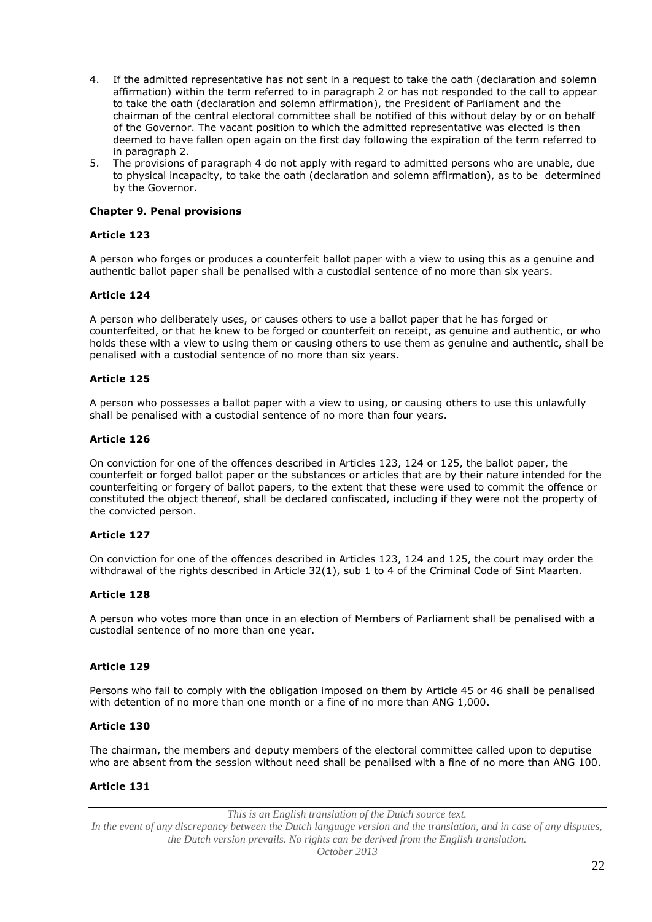4. If the admitted representative has not sent in a request to take the oath (declaration and solemn affirmation) within the term referred to in paragraph 2 or has not responded to the call to appear to take the oath (declaration and solemn affirmation), the President of Parliament and the chairman of the central electoral committee shall be notified of this without delay by or on behalf of the Governor. The vacant position to which the admitted representative was elected is then deemed to have fallen open again on the first day following the expiration of the term referred to in paragraph 2.
5. The provisions of paragraph 4 do not apply with regard to admitted persons who are unable, due to physical incapacity, to take the oath (declaration and solemn affirmation), as to be determined by the Governor.

## Chapter 9. Penal provisions

### Article 123

A person who forges or produces a counterfeit ballot paper with a view to using this as a genuine and authentic ballot paper shall be penalised with a custodial sentence of no more than six years.

### Article 124

A person who deliberately uses, or causes others to use a ballot paper that he has forged or counterfeited, or that he knew to be forged or counterfeit on receipt, as genuine and authentic, or who holds these with a view to using them or causing others to use them as genuine and authentic, shall be penalised with a custodial sentence of no more than six years.

### Article 125

A person who possesses a ballot paper with a view to using, or causing others to use this unlawfully shall be penalised with a custodial sentence of no more than four years.

### Article 126

On conviction for one of the offences described in Articles 123, 124 or 125, the ballot paper, the counterfeit or forged ballot paper or the substances or articles that are by their nature intended for the counterfeiting or forgery of ballot papers, to the extent that these were used to commit the offence or constituted the object thereof, shall be declared confiscated, including if they were not the property of the convicted person.

### Article 127

On conviction for one of the offences described in Articles 123, 124 and 125, the court may order the withdrawal of the rights described in Article 32(1), sub 1 to 4 of the Criminal Code of Sint Maarten.

### Article 128

A person who votes more than once in an election of Members of Parliament shall be penalised with a custodial sentence of no more than one year.

### Article 129

Persons who fail to comply with the obligation imposed on them by Article 45 or 46 shall be penalised with detention of no more than one month or a fine of no more than ANG 1,000.

### Article 130

The chairman, the members and deputy members of the electoral committee called upon to deputise who are absent from the session without need shall be penalised with a fine of no more than ANG 100.

### Article 131

*This is an English translation of the Dutch source text.*
*In the event of any discrepancy between the Dutch language version and the translation, and in case of any disputes, the Dutch version prevails. No rights can be derived from the English translation.*
*October 2013*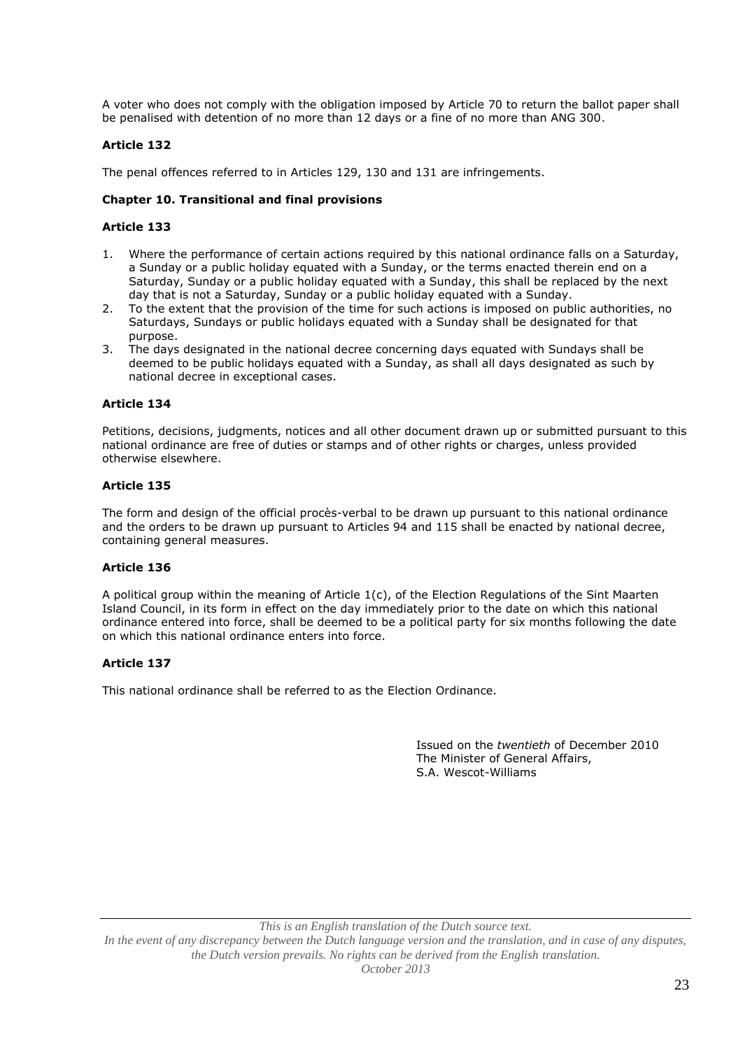A voter who does not comply with the obligation imposed by Article 70 to return the ballot paper shall be penalised with detention of no more than 12 days or a fine of no more than ANG 300.

**Article 132**

The penal offences referred to in Articles 129, 130 and 131 are infringements.

**Chapter 10. Transitional and final provisions**

**Article 133**

1. Where the performance of certain actions required by this national ordinance falls on a Saturday, a Sunday or a public holiday equated with a Sunday, or the terms enacted therein end on a Saturday, Sunday or a public holiday equated with a Sunday, this shall be replaced by the next day that is not a Saturday, Sunday or a public holiday equated with a Sunday.
2. To the extent that the provision of the time for such actions is imposed on public authorities, no Saturdays, Sundays or public holidays equated with a Sunday shall be designated for that purpose.
3. The days designated in the national decree concerning days equated with Sundays shall be deemed to be public holidays equated with a Sunday, as shall all days designated as such by national decree in exceptional cases.

**Article 134**

Petitions, decisions, judgments, notices and all other document drawn up or submitted pursuant to this national ordinance are free of duties or stamps and of other rights or charges, unless provided otherwise elsewhere.

**Article 135**

The form and design of the official procès-verbal to be drawn up pursuant to this national ordinance and the orders to be drawn up pursuant to Articles 94 and 115 shall be enacted by national decree, containing general measures.

**Article 136**

A political group within the meaning of Article 1(c), of the Election Regulations of the Sint Maarten Island Council, in its form in effect on the day immediately prior to the date on which this national ordinance entered into force, shall be deemed to be a political party for six months following the date on which this national ordinance enters into force.

**Article 137**

This national ordinance shall be referred to as the Election Ordinance.

Issued on the *twentieth* of December 2010
The Minister of General Affairs,
S.A. Wescot-Williams

*This is an English translation of the Dutch source text.*
*In the event of any discrepancy between the Dutch language version and the translation, and in case of any disputes, the Dutch version prevails. No rights can be derived from the English translation.*
*October 2013*